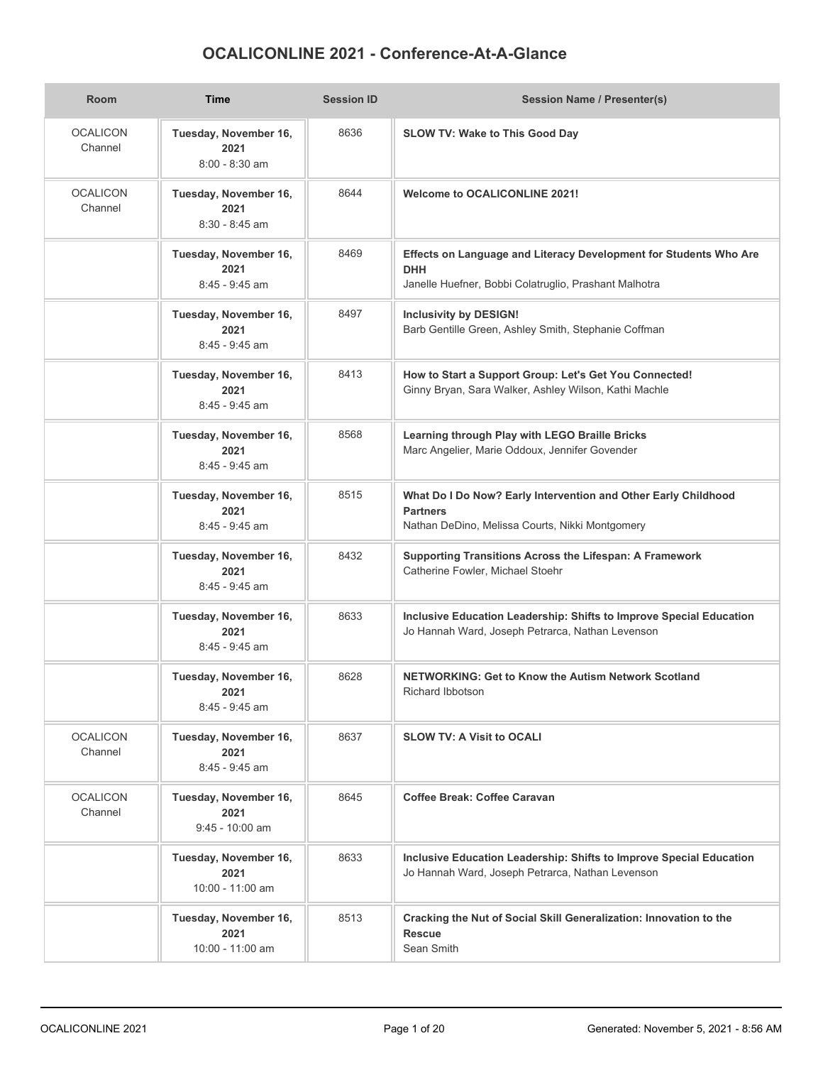# OCALICONLINE 2021 - Conference-At-A-Glance

| Room | Time | Session ID | Session Name / Presenter(s) |
|---|---|---|---|
| OCALICON Channel | **Tuesday, November 16, 2021** 8:00 - 8:30 am | 8636 | **SLOW TV: Wake to This Good Day** |
| OCALICON Channel | **Tuesday, November 16, 2021** 8:30 - 8:45 am | 8644 | **Welcome to OCALICONLINE 2021!** |
| | **Tuesday, November 16, 2021** 8:45 - 9:45 am | 8469 | **Effects on Language and Literacy Development for Students Who Are DHH** Janelle Huefner, Bobbi Colatruglio, Prashant Malhotra |
| | **Tuesday, November 16, 2021** 8:45 - 9:45 am | 8497 | **Inclusivity by DESIGN!** Barb Gentille Green, Ashley Smith, Stephanie Coffman |
| | **Tuesday, November 16, 2021** 8:45 - 9:45 am | 8413 | **How to Start a Support Group: Let's Get You Connected!** Ginny Bryan, Sara Walker, Ashley Wilson, Kathi Machle |
| | **Tuesday, November 16, 2021** 8:45 - 9:45 am | 8568 | **Learning through Play with LEGO Braille Bricks** Marc Angelier, Marie Oddoux, Jennifer Govender |
| | **Tuesday, November 16, 2021** 8:45 - 9:45 am | 8515 | **What Do I Do Now? Early Intervention and Other Early Childhood Partners** Nathan DeDino, Melissa Courts, Nikki Montgomery |
| | **Tuesday, November 16, 2021** 8:45 - 9:45 am | 8432 | **Supporting Transitions Across the Lifespan: A Framework** Catherine Fowler, Michael Stoehr |
| | **Tuesday, November 16, 2021** 8:45 - 9:45 am | 8633 | **Inclusive Education Leadership: Shifts to Improve Special Education** Jo Hannah Ward, Joseph Petrarca, Nathan Levenson |
| | **Tuesday, November 16, 2021** 8:45 - 9:45 am | 8628 | **NETWORKING: Get to Know the Autism Network Scotland** Richard Ibbotson |
| OCALICON Channel | **Tuesday, November 16, 2021** 8:45 - 9:45 am | 8637 | **SLOW TV: A Visit to OCALI** |
| OCALICON Channel | **Tuesday, November 16, 2021** 9:45 - 10:00 am | 8645 | **Coffee Break: Coffee Caravan** |
| | **Tuesday, November 16, 2021** 10:00 - 11:00 am | 8633 | **Inclusive Education Leadership: Shifts to Improve Special Education** Jo Hannah Ward, Joseph Petrarca, Nathan Levenson |
| | **Tuesday, November 16, 2021** 10:00 - 11:00 am | 8513 | **Cracking the Nut of Social Skill Generalization: Innovation to the Rescue** Sean Smith |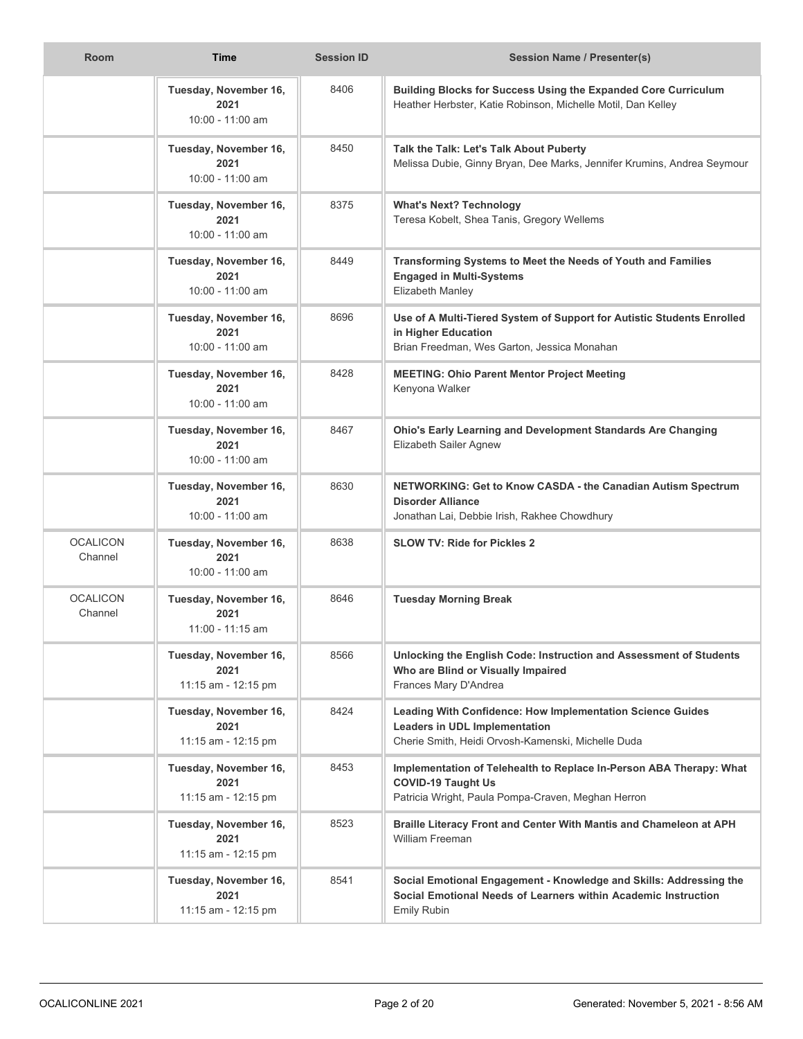| Room | Time | Session ID | Session Name / Presenter(s) |
| --- | --- | --- | --- |
| | **Tuesday, November 16, 2021** 10:00 - 11:00 am | 8406 | **Building Blocks for Success Using the Expanded Core Curriculum** Heather Herbster, Katie Robinson, Michelle Motil, Dan Kelley |
| | **Tuesday, November 16, 2021** 10:00 - 11:00 am | 8450 | **Talk the Talk: Let's Talk About Puberty** Melissa Dubie, Ginny Bryan, Dee Marks, Jennifer Krumins, Andrea Seymour |
| | **Tuesday, November 16, 2021** 10:00 - 11:00 am | 8375 | **What's Next? Technology** Teresa Kobelt, Shea Tanis, Gregory Wellems |
| | **Tuesday, November 16, 2021** 10:00 - 11:00 am | 8449 | **Transforming Systems to Meet the Needs of Youth and Families Engaged in Multi-Systems** Elizabeth Manley |
| | **Tuesday, November 16, 2021** 10:00 - 11:00 am | 8696 | **Use of A Multi-Tiered System of Support for Autistic Students Enrolled in Higher Education** Brian Freedman, Wes Garton, Jessica Monahan |
| | **Tuesday, November 16, 2021** 10:00 - 11:00 am | 8428 | **MEETING: Ohio Parent Mentor Project Meeting** Kenyona Walker |
| | **Tuesday, November 16, 2021** 10:00 - 11:00 am | 8467 | **Ohio's Early Learning and Development Standards Are Changing** Elizabeth Sailer Agnew |
| | **Tuesday, November 16, 2021** 10:00 - 11:00 am | 8630 | **NETWORKING: Get to Know CASDA - the Canadian Autism Spectrum Disorder Alliance** Jonathan Lai, Debbie Irish, Rakhee Chowdhury |
| OCALICON Channel | **Tuesday, November 16, 2021** 10:00 - 11:00 am | 8638 | **SLOW TV: Ride for Pickles 2** |
| OCALICON Channel | **Tuesday, November 16, 2021** 11:00 - 11:15 am | 8646 | **Tuesday Morning Break** |
| | **Tuesday, November 16, 2021** 11:15 am - 12:15 pm | 8566 | **Unlocking the English Code: Instruction and Assessment of Students Who are Blind or Visually Impaired** Frances Mary D'Andrea |
| | **Tuesday, November 16, 2021** 11:15 am - 12:15 pm | 8424 | **Leading With Confidence: How Implementation Science Guides Leaders in UDL Implementation** Cherie Smith, Heidi Orvosh-Kamenski, Michelle Duda |
| | **Tuesday, November 16, 2021** 11:15 am - 12:15 pm | 8453 | **Implementation of Telehealth to Replace In-Person ABA Therapy: What COVID-19 Taught Us** Patricia Wright, Paula Pompa-Craven, Meghan Herron |
| | **Tuesday, November 16, 2021** 11:15 am - 12:15 pm | 8523 | **Braille Literacy Front and Center With Mantis and Chameleon at APH** William Freeman |
| | **Tuesday, November 16, 2021** 11:15 am - 12:15 pm | 8541 | **Social Emotional Engagement - Knowledge and Skills: Addressing the Social Emotional Needs of Learners within Academic Instruction** Emily Rubin |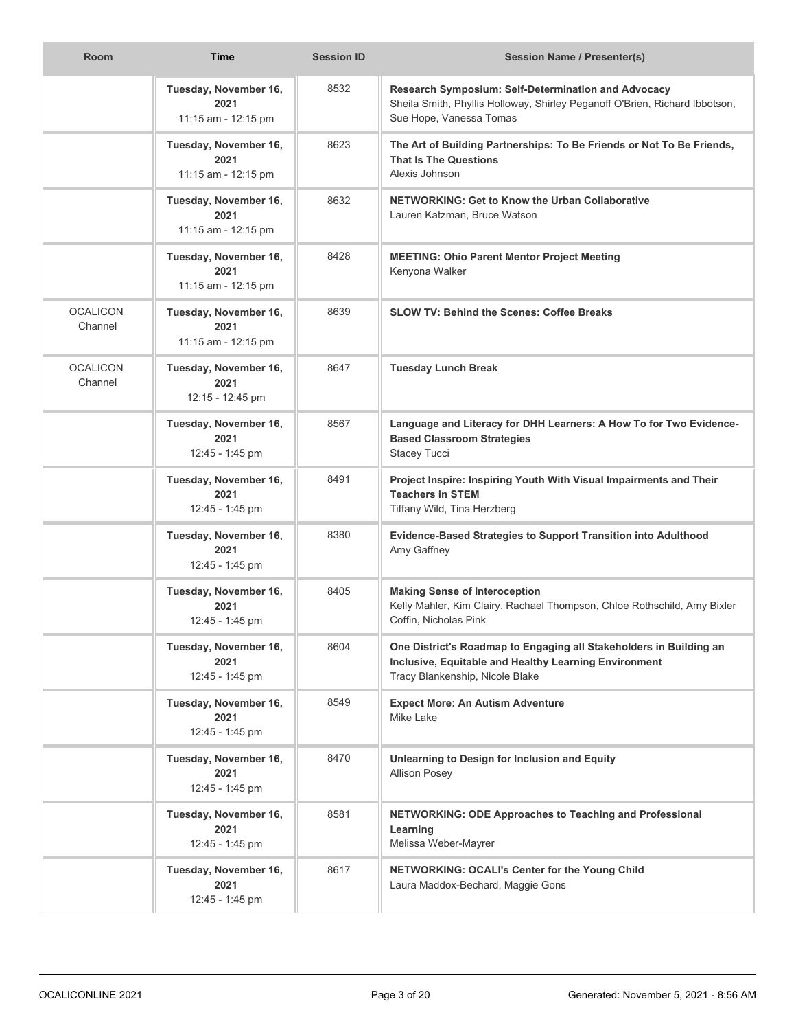| Room | Time | Session ID | Session Name / Presenter(s) |
| --- | --- | --- | --- |
| | **Tuesday, November 16, 2021** 11:15 am - 12:15 pm | 8532 | **Research Symposium: Self-Determination and Advocacy** Sheila Smith, Phyllis Holloway, Shirley Peganoff O'Brien, Richard Ibbotson, Sue Hope, Vanessa Tomas |
| | **Tuesday, November 16, 2021** 11:15 am - 12:15 pm | 8623 | **The Art of Building Partnerships: To Be Friends or Not To Be Friends, That Is The Questions** Alexis Johnson |
| | **Tuesday, November 16, 2021** 11:15 am - 12:15 pm | 8632 | **NETWORKING: Get to Know the Urban Collaborative** Lauren Katzman, Bruce Watson |
| | **Tuesday, November 16, 2021** 11:15 am - 12:15 pm | 8428 | **MEETING: Ohio Parent Mentor Project Meeting** Kenyona Walker |
| OCALICON Channel | **Tuesday, November 16, 2021** 11:15 am - 12:15 pm | 8639 | **SLOW TV: Behind the Scenes: Coffee Breaks** |
| OCALICON Channel | **Tuesday, November 16, 2021** 12:15 - 12:45 pm | 8647 | **Tuesday Lunch Break** |
| | **Tuesday, November 16, 2021** 12:45 - 1:45 pm | 8567 | **Language and Literacy for DHH Learners: A How To for Two Evidence-Based Classroom Strategies** Stacey Tucci |
| | **Tuesday, November 16, 2021** 12:45 - 1:45 pm | 8491 | **Project Inspire: Inspiring Youth With Visual Impairments and Their Teachers in STEM** Tiffany Wild, Tina Herzberg |
| | **Tuesday, November 16, 2021** 12:45 - 1:45 pm | 8380 | **Evidence-Based Strategies to Support Transition into Adulthood** Amy Gaffney |
| | **Tuesday, November 16, 2021** 12:45 - 1:45 pm | 8405 | **Making Sense of Interoception** Kelly Mahler, Kim Clairy, Rachael Thompson, Chloe Rothschild, Amy Bixler Coffin, Nicholas Pink |
| | **Tuesday, November 16, 2021** 12:45 - 1:45 pm | 8604 | **One District's Roadmap to Engaging all Stakeholders in Building an Inclusive, Equitable and Healthy Learning Environment** Tracy Blankenship, Nicole Blake |
| | **Tuesday, November 16, 2021** 12:45 - 1:45 pm | 8549 | **Expect More: An Autism Adventure** Mike Lake |
| | **Tuesday, November 16, 2021** 12:45 - 1:45 pm | 8470 | **Unlearning to Design for Inclusion and Equity** Allison Posey |
| | **Tuesday, November 16, 2021** 12:45 - 1:45 pm | 8581 | **NETWORKING: ODE Approaches to Teaching and Professional Learning** Melissa Weber-Mayrer |
| | **Tuesday, November 16, 2021** 12:45 - 1:45 pm | 8617 | **NETWORKING: OCALI's Center for the Young Child** Laura Maddox-Bechard, Maggie Gons |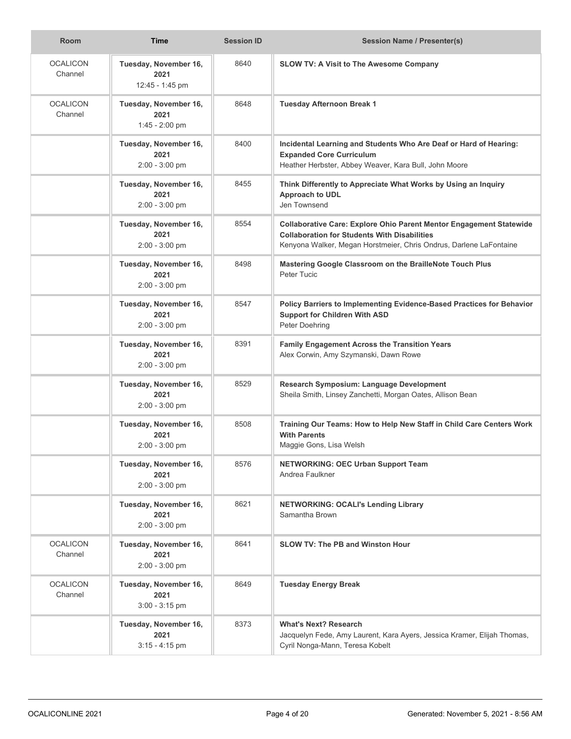| Room | Time | Session ID | Session Name / Presenter(s) |
|---|---|---|---|
| OCALICON Channel | **Tuesday, November 16, 2021** 12:45 - 1:45 pm | 8640 | **SLOW TV: A Visit to The Awesome Company** |
| OCALICON Channel | **Tuesday, November 16, 2021** 1:45 - 2:00 pm | 8648 | **Tuesday Afternoon Break 1** |
| | **Tuesday, November 16, 2021** 2:00 - 3:00 pm | 8400 | **Incidental Learning and Students Who Are Deaf or Hard of Hearing: Expanded Core Curriculum** Heather Herbster, Abbey Weaver, Kara Bull, John Moore |
| | **Tuesday, November 16, 2021** 2:00 - 3:00 pm | 8455 | **Think Differently to Appreciate What Works by Using an Inquiry Approach to UDL** Jen Townsend |
| | **Tuesday, November 16, 2021** 2:00 - 3:00 pm | 8554 | **Collaborative Care: Explore Ohio Parent Mentor Engagement Statewide Collaboration for Students With Disabilities** Kenyona Walker, Megan Horstmeier, Chris Ondrus, Darlene LaFontaine |
| | **Tuesday, November 16, 2021** 2:00 - 3:00 pm | 8498 | **Mastering Google Classroom on the BrailleNote Touch Plus** Peter Tucic |
| | **Tuesday, November 16, 2021** 2:00 - 3:00 pm | 8547 | **Policy Barriers to Implementing Evidence-Based Practices for Behavior Support for Children With ASD** Peter Doehring |
| | **Tuesday, November 16, 2021** 2:00 - 3:00 pm | 8391 | **Family Engagement Across the Transition Years** Alex Corwin, Amy Szymanski, Dawn Rowe |
| | **Tuesday, November 16, 2021** 2:00 - 3:00 pm | 8529 | **Research Symposium: Language Development** Sheila Smith, Linsey Zanchetti, Morgan Oates, Allison Bean |
| | **Tuesday, November 16, 2021** 2:00 - 3:00 pm | 8508 | **Training Our Teams: How to Help New Staff in Child Care Centers Work With Parents** Maggie Gons, Lisa Welsh |
| | **Tuesday, November 16, 2021** 2:00 - 3:00 pm | 8576 | **NETWORKING: OEC Urban Support Team** Andrea Faulkner |
| | **Tuesday, November 16, 2021** 2:00 - 3:00 pm | 8621 | **NETWORKING: OCALI's Lending Library** Samantha Brown |
| OCALICON Channel | **Tuesday, November 16, 2021** 2:00 - 3:00 pm | 8641 | **SLOW TV: The PB and Winston Hour** |
| OCALICON Channel | **Tuesday, November 16, 2021** 3:00 - 3:15 pm | 8649 | **Tuesday Energy Break** |
| | **Tuesday, November 16, 2021** 3:15 - 4:15 pm | 8373 | **What's Next? Research** Jacquelyn Fede, Amy Laurent, Kara Ayers, Jessica Kramer, Elijah Thomas, Cyril Nonga-Mann, Teresa Kobelt |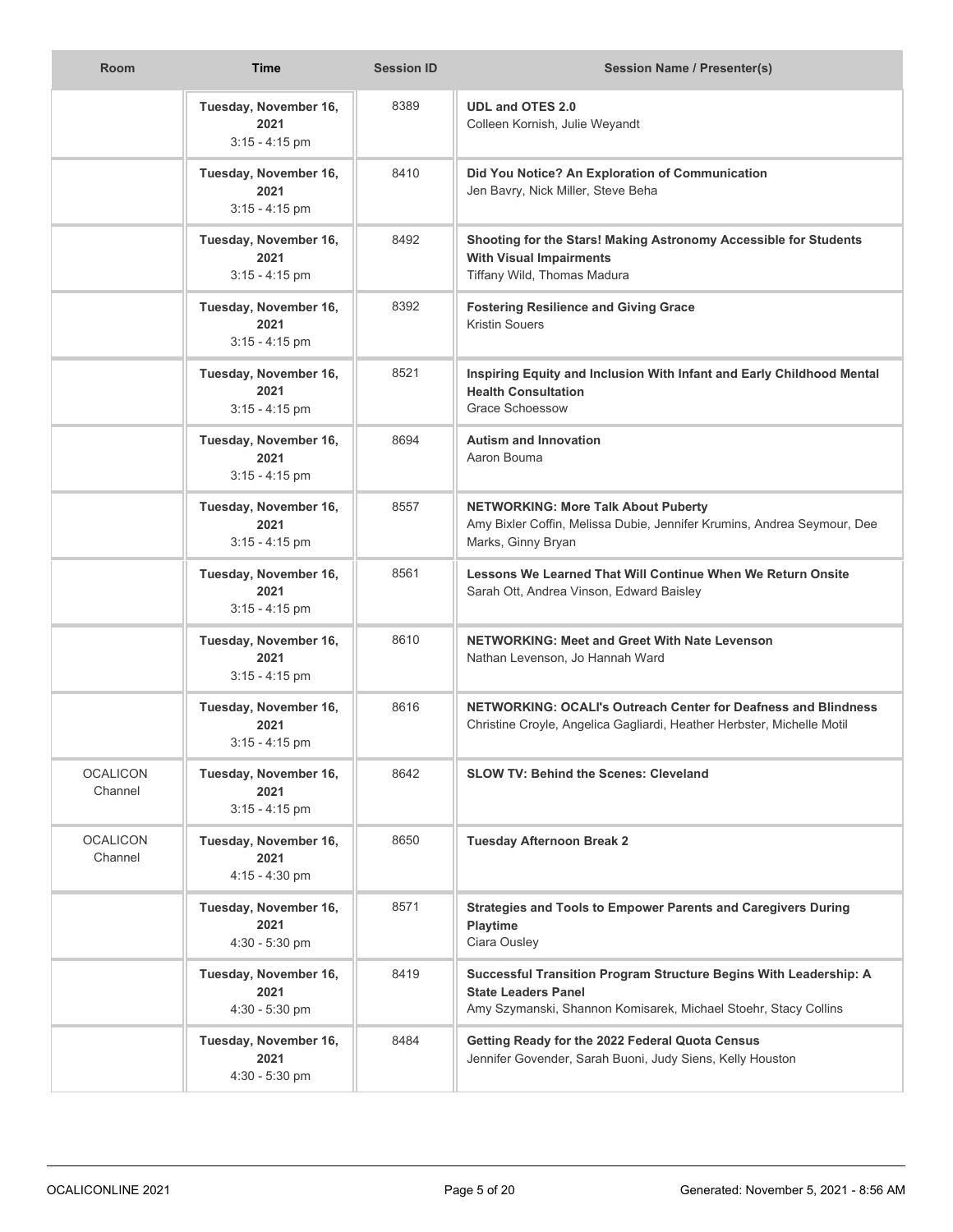| Room | Time | Session ID | Session Name / Presenter(s) |
| --- | --- | --- | --- |
| | **Tuesday, November 16, 2021** 3:15 - 4:15 pm | 8389 | **UDL and OTES 2.0** Colleen Kornish, Julie Weyandt |
| | **Tuesday, November 16, 2021** 3:15 - 4:15 pm | 8410 | **Did You Notice? An Exploration of Communication** Jen Bavry, Nick Miller, Steve Beha |
| | **Tuesday, November 16, 2021** 3:15 - 4:15 pm | 8492 | **Shooting for the Stars! Making Astronomy Accessible for Students With Visual Impairments** Tiffany Wild, Thomas Madura |
| | **Tuesday, November 16, 2021** 3:15 - 4:15 pm | 8392 | **Fostering Resilience and Giving Grace** Kristin Souers |
| | **Tuesday, November 16, 2021** 3:15 - 4:15 pm | 8521 | **Inspiring Equity and Inclusion With Infant and Early Childhood Mental Health Consultation** Grace Schoessow |
| | **Tuesday, November 16, 2021** 3:15 - 4:15 pm | 8694 | **Autism and Innovation** Aaron Bouma |
| | **Tuesday, November 16, 2021** 3:15 - 4:15 pm | 8557 | **NETWORKING: More Talk About Puberty** Amy Bixler Coffin, Melissa Dubie, Jennifer Krumins, Andrea Seymour, Dee Marks, Ginny Bryan |
| | **Tuesday, November 16, 2021** 3:15 - 4:15 pm | 8561 | **Lessons We Learned That Will Continue When We Return Onsite** Sarah Ott, Andrea Vinson, Edward Baisley |
| | **Tuesday, November 16, 2021** 3:15 - 4:15 pm | 8610 | **NETWORKING: Meet and Greet With Nate Levenson** Nathan Levenson, Jo Hannah Ward |
| | **Tuesday, November 16, 2021** 3:15 - 4:15 pm | 8616 | **NETWORKING: OCALI's Outreach Center for Deafness and Blindness** Christine Croyle, Angelica Gagliardi, Heather Herbster, Michelle Motil |
| OCALICON Channel | **Tuesday, November 16, 2021** 3:15 - 4:15 pm | 8642 | **SLOW TV: Behind the Scenes: Cleveland** |
| OCALICON Channel | **Tuesday, November 16, 2021** 4:15 - 4:30 pm | 8650 | **Tuesday Afternoon Break 2** |
| | **Tuesday, November 16, 2021** 4:30 - 5:30 pm | 8571 | **Strategies and Tools to Empower Parents and Caregivers During Playtime** Ciara Ousley |
| | **Tuesday, November 16, 2021** 4:30 - 5:30 pm | 8419 | **Successful Transition Program Structure Begins With Leadership: A State Leaders Panel** Amy Szymanski, Shannon Komisarek, Michael Stoehr, Stacy Collins |
| | **Tuesday, November 16, 2021** 4:30 - 5:30 pm | 8484 | **Getting Ready for the 2022 Federal Quota Census** Jennifer Govender, Sarah Buoni, Judy Siens, Kelly Houston |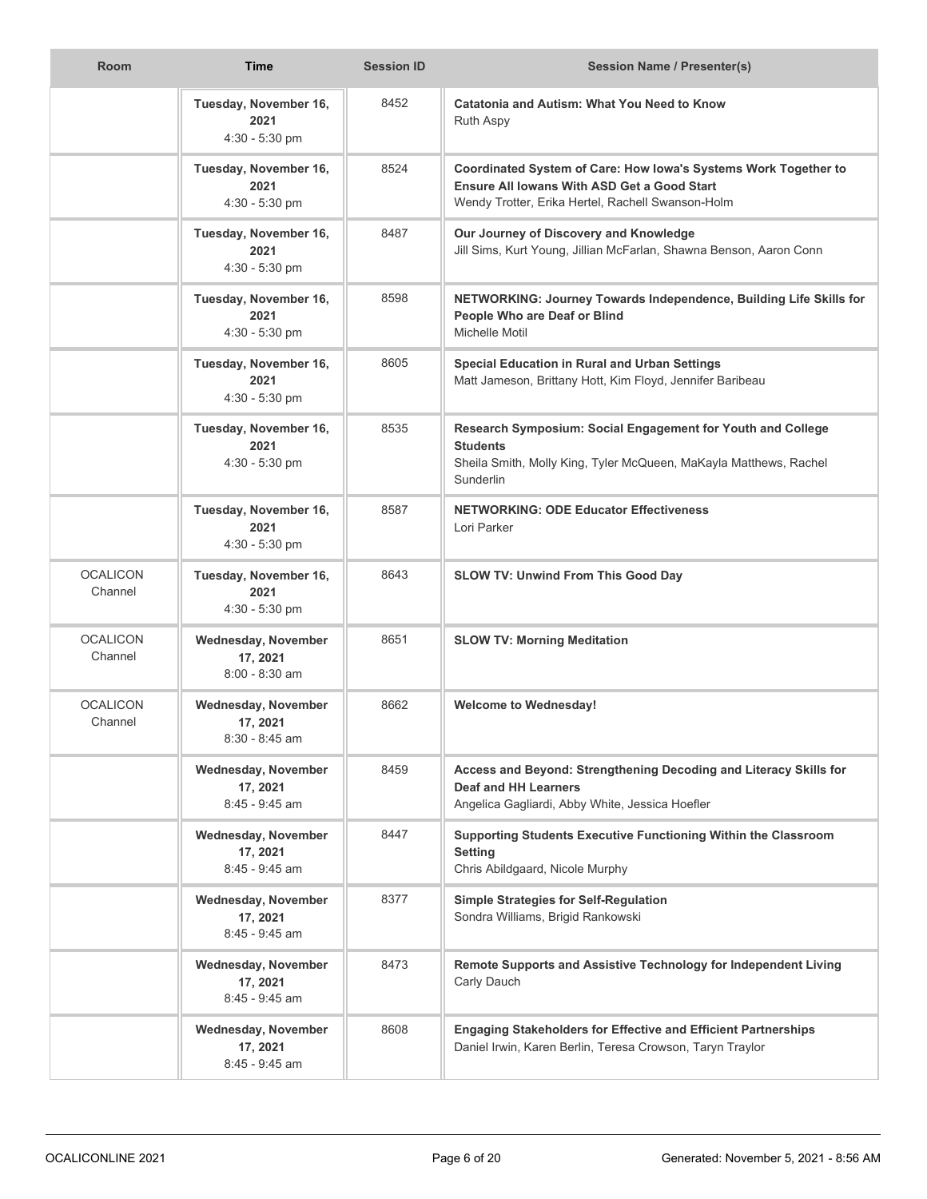| Room | Time | Session ID | Session Name / Presenter(s) |
|---|---|---|---|
| | **Tuesday, November 16, 2021** 4:30 - 5:30 pm | 8452 | **Catatonia and Autism: What You Need to Know** Ruth Aspy |
| | **Tuesday, November 16, 2021** 4:30 - 5:30 pm | 8524 | **Coordinated System of Care: How Iowa's Systems Work Together to Ensure All Iowans With ASD Get a Good Start** Wendy Trotter, Erika Hertel, Rachell Swanson-Holm |
| | **Tuesday, November 16, 2021** 4:30 - 5:30 pm | 8487 | **Our Journey of Discovery and Knowledge** Jill Sims, Kurt Young, Jillian McFarlan, Shawna Benson, Aaron Conn |
| | **Tuesday, November 16, 2021** 4:30 - 5:30 pm | 8598 | **NETWORKING: Journey Towards Independence, Building Life Skills for People Who are Deaf or Blind** Michelle Motil |
| | **Tuesday, November 16, 2021** 4:30 - 5:30 pm | 8605 | **Special Education in Rural and Urban Settings** Matt Jameson, Brittany Hott, Kim Floyd, Jennifer Baribeau |
| | **Tuesday, November 16, 2021** 4:30 - 5:30 pm | 8535 | **Research Symposium: Social Engagement for Youth and College Students** Sheila Smith, Molly King, Tyler McQueen, MaKayla Matthews, Rachel Sunderlin |
| | **Tuesday, November 16, 2021** 4:30 - 5:30 pm | 8587 | **NETWORKING: ODE Educator Effectiveness** Lori Parker |
| OCALICON Channel | **Tuesday, November 16, 2021** 4:30 - 5:30 pm | 8643 | **SLOW TV: Unwind From This Good Day** |
| OCALICON Channel | **Wednesday, November 17, 2021** 8:00 - 8:30 am | 8651 | **SLOW TV: Morning Meditation** |
| OCALICON Channel | **Wednesday, November 17, 2021** 8:30 - 8:45 am | 8662 | **Welcome to Wednesday!** |
| | **Wednesday, November 17, 2021** 8:45 - 9:45 am | 8459 | **Access and Beyond: Strengthening Decoding and Literacy Skills for Deaf and HH Learners** Angelica Gagliardi, Abby White, Jessica Hoefler |
| | **Wednesday, November 17, 2021** 8:45 - 9:45 am | 8447 | **Supporting Students Executive Functioning Within the Classroom Setting** Chris Abildgaard, Nicole Murphy |
| | **Wednesday, November 17, 2021** 8:45 - 9:45 am | 8377 | **Simple Strategies for Self-Regulation** Sondra Williams, Brigid Rankowski |
| | **Wednesday, November 17, 2021** 8:45 - 9:45 am | 8473 | **Remote Supports and Assistive Technology for Independent Living** Carly Dauch |
| | **Wednesday, November 17, 2021** 8:45 - 9:45 am | 8608 | **Engaging Stakeholders for Effective and Efficient Partnerships** Daniel Irwin, Karen Berlin, Teresa Crowson, Taryn Traylor |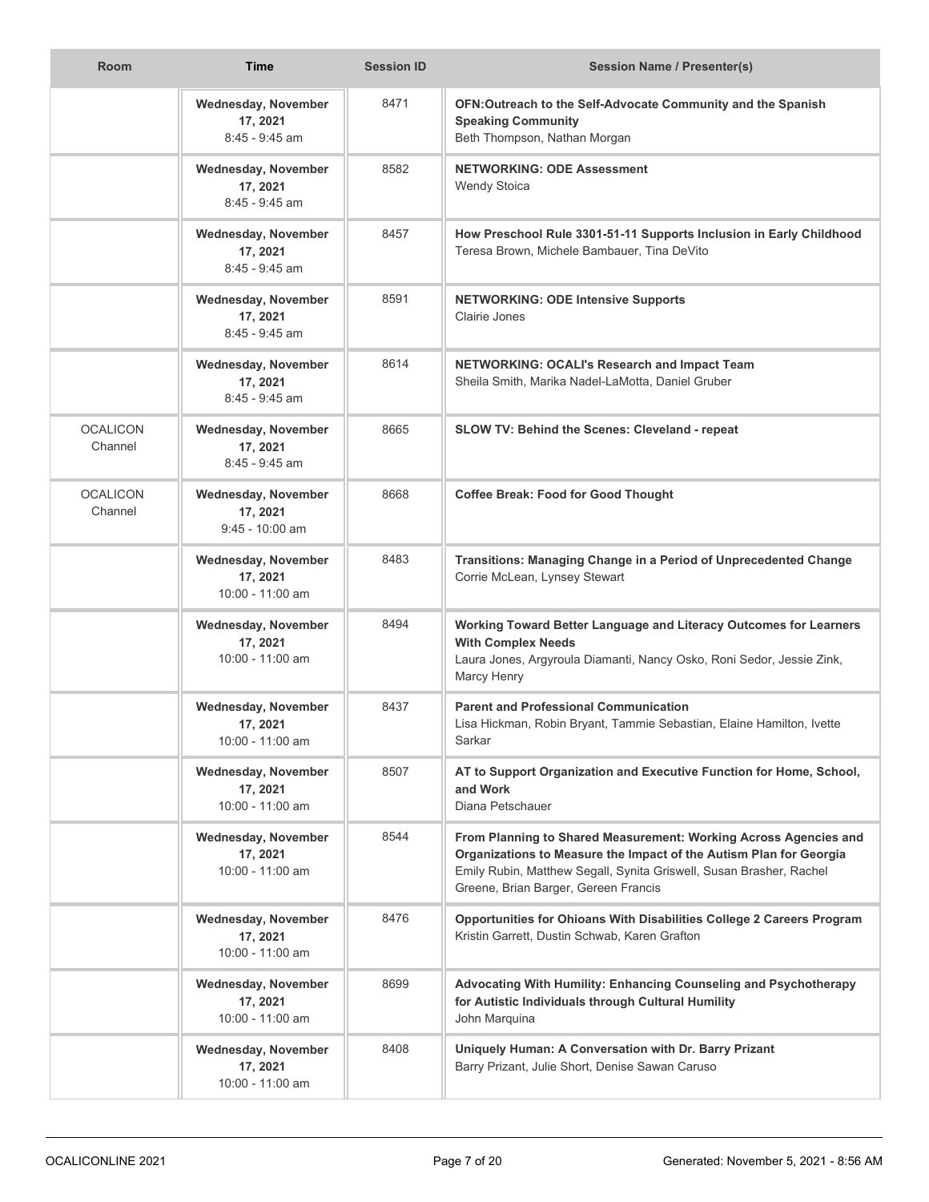| Room | Time | Session ID | Session Name / Presenter(s) |
|---|---|---|---|
| | **Wednesday, November 17, 2021** 8:45 - 9:45 am | 8471 | **OFN:Outreach to the Self-Advocate Community and the Spanish Speaking Community** Beth Thompson, Nathan Morgan |
| | **Wednesday, November 17, 2021** 8:45 - 9:45 am | 8582 | **NETWORKING: ODE Assessment** Wendy Stoica |
| | **Wednesday, November 17, 2021** 8:45 - 9:45 am | 8457 | **How Preschool Rule 3301-51-11 Supports Inclusion in Early Childhood** Teresa Brown, Michele Bambauer, Tina DeVito |
| | **Wednesday, November 17, 2021** 8:45 - 9:45 am | 8591 | **NETWORKING: ODE Intensive Supports** Clairie Jones |
| | **Wednesday, November 17, 2021** 8:45 - 9:45 am | 8614 | **NETWORKING: OCALI's Research and Impact Team** Sheila Smith, Marika Nadel-LaMotta, Daniel Gruber |
| OCALICON Channel | **Wednesday, November 17, 2021** 8:45 - 9:45 am | 8665 | **SLOW TV: Behind the Scenes: Cleveland - repeat** |
| OCALICON Channel | **Wednesday, November 17, 2021** 9:45 - 10:00 am | 8668 | **Coffee Break: Food for Good Thought** |
| | **Wednesday, November 17, 2021** 10:00 - 11:00 am | 8483 | **Transitions: Managing Change in a Period of Unprecedented Change** Corrie McLean, Lynsey Stewart |
| | **Wednesday, November 17, 2021** 10:00 - 11:00 am | 8494 | **Working Toward Better Language and Literacy Outcomes for Learners With Complex Needs** Laura Jones, Argyroula Diamanti, Nancy Osko, Roni Sedor, Jessie Zink, Marcy Henry |
| | **Wednesday, November 17, 2021** 10:00 - 11:00 am | 8437 | **Parent and Professional Communication** Lisa Hickman, Robin Bryant, Tammie Sebastian, Elaine Hamilton, Ivette Sarkar |
| | **Wednesday, November 17, 2021** 10:00 - 11:00 am | 8507 | **AT to Support Organization and Executive Function for Home, School, and Work** Diana Petschauer |
| | **Wednesday, November 17, 2021** 10:00 - 11:00 am | 8544 | **From Planning to Shared Measurement: Working Across Agencies and Organizations to Measure the Impact of the Autism Plan for Georgia** Emily Rubin, Matthew Segall, Synita Griswell, Susan Brasher, Rachel Greene, Brian Barger, Gereen Francis |
| | **Wednesday, November 17, 2021** 10:00 - 11:00 am | 8476 | **Opportunities for Ohioans With Disabilities College 2 Careers Program** Kristin Garrett, Dustin Schwab, Karen Grafton |
| | **Wednesday, November 17, 2021** 10:00 - 11:00 am | 8699 | **Advocating With Humility: Enhancing Counseling and Psychotherapy for Autistic Individuals through Cultural Humility** John Marquina |
| | **Wednesday, November 17, 2021** 10:00 - 11:00 am | 8408 | **Uniquely Human: A Conversation with Dr. Barry Prizant** Barry Prizant, Julie Short, Denise Sawan Caruso |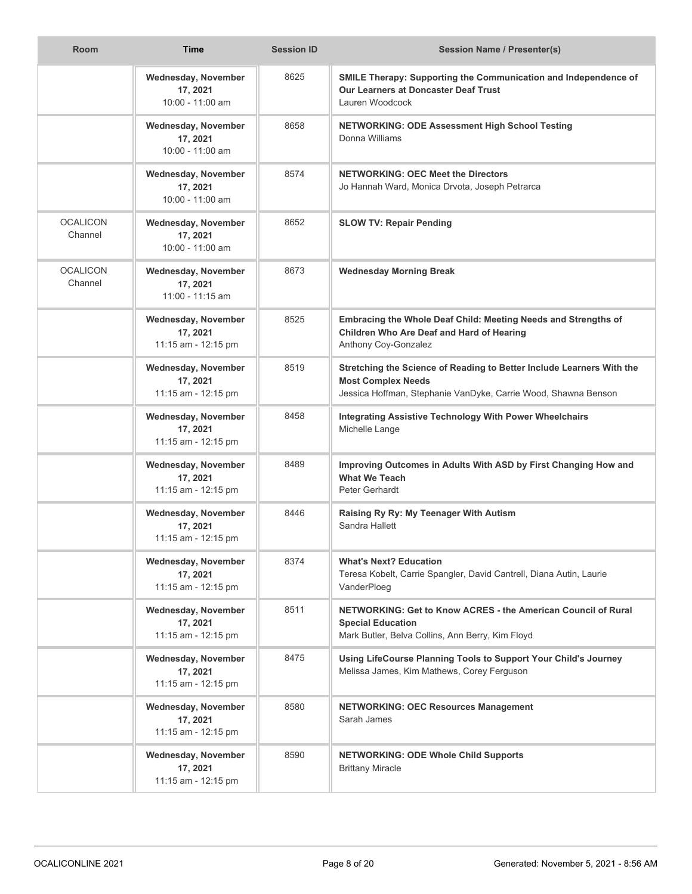| Room | Time | Session ID | Session Name / Presenter(s) |
|---|---|---|---|
| | **Wednesday, November 17, 2021** 10:00 - 11:00 am | 8625 | **SMILE Therapy: Supporting the Communication and Independence of Our Learners at Doncaster Deaf Trust** Lauren Woodcock |
| | **Wednesday, November 17, 2021** 10:00 - 11:00 am | 8658 | **NETWORKING: ODE Assessment High School Testing** Donna Williams |
| | **Wednesday, November 17, 2021** 10:00 - 11:00 am | 8574 | **NETWORKING: OEC Meet the Directors** Jo Hannah Ward, Monica Drvota, Joseph Petrarca |
| OCALICON Channel | **Wednesday, November 17, 2021** 10:00 - 11:00 am | 8652 | **SLOW TV: Repair Pending** |
| OCALICON Channel | **Wednesday, November 17, 2021** 11:00 - 11:15 am | 8673 | **Wednesday Morning Break** |
| | **Wednesday, November 17, 2021** 11:15 am - 12:15 pm | 8525 | **Embracing the Whole Deaf Child: Meeting Needs and Strengths of Children Who Are Deaf and Hard of Hearing** Anthony Coy-Gonzalez |
| | **Wednesday, November 17, 2021** 11:15 am - 12:15 pm | 8519 | **Stretching the Science of Reading to Better Include Learners With the Most Complex Needs** Jessica Hoffman, Stephanie VanDyke, Carrie Wood, Shawna Benson |
| | **Wednesday, November 17, 2021** 11:15 am - 12:15 pm | 8458 | **Integrating Assistive Technology With Power Wheelchairs** Michelle Lange |
| | **Wednesday, November 17, 2021** 11:15 am - 12:15 pm | 8489 | **Improving Outcomes in Adults With ASD by First Changing How and What We Teach** Peter Gerhardt |
| | **Wednesday, November 17, 2021** 11:15 am - 12:15 pm | 8446 | **Raising Ry Ry: My Teenager With Autism** Sandra Hallett |
| | **Wednesday, November 17, 2021** 11:15 am - 12:15 pm | 8374 | **What's Next? Education** Teresa Kobelt, Carrie Spangler, David Cantrell, Diana Autin, Laurie VanderPloeg |
| | **Wednesday, November 17, 2021** 11:15 am - 12:15 pm | 8511 | **NETWORKING: Get to Know ACRES - the American Council of Rural Special Education** Mark Butler, Belva Collins, Ann Berry, Kim Floyd |
| | **Wednesday, November 17, 2021** 11:15 am - 12:15 pm | 8475 | **Using LifeCourse Planning Tools to Support Your Child's Journey** Melissa James, Kim Mathews, Corey Ferguson |
| | **Wednesday, November 17, 2021** 11:15 am - 12:15 pm | 8580 | **NETWORKING: OEC Resources Management** Sarah James |
| | **Wednesday, November 17, 2021** 11:15 am - 12:15 pm | 8590 | **NETWORKING: ODE Whole Child Supports** Brittany Miracle |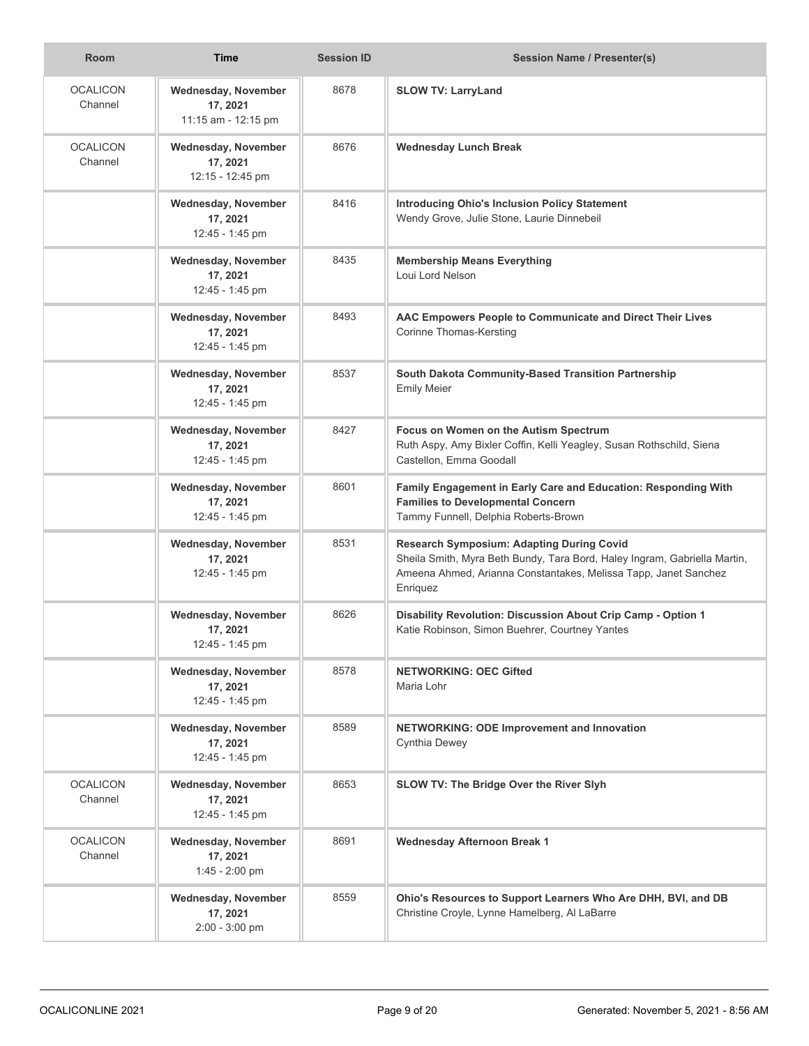| Room | Time | Session ID | Session Name / Presenter(s) |
| --- | --- | --- | --- |
| OCALICON Channel | **Wednesday, November 17, 2021** 11:15 am - 12:15 pm | 8678 | **SLOW TV: LarryLand** |
| OCALICON Channel | **Wednesday, November 17, 2021** 12:15 - 12:45 pm | 8676 | **Wednesday Lunch Break** |
| | **Wednesday, November 17, 2021** 12:45 - 1:45 pm | 8416 | **Introducing Ohio's Inclusion Policy Statement** Wendy Grove, Julie Stone, Laurie Dinnebeil |
| | **Wednesday, November 17, 2021** 12:45 - 1:45 pm | 8435 | **Membership Means Everything** Loui Lord Nelson |
| | **Wednesday, November 17, 2021** 12:45 - 1:45 pm | 8493 | **AAC Empowers People to Communicate and Direct Their Lives** Corinne Thomas-Kersting |
| | **Wednesday, November 17, 2021** 12:45 - 1:45 pm | 8537 | **South Dakota Community-Based Transition Partnership** Emily Meier |
| | **Wednesday, November 17, 2021** 12:45 - 1:45 pm | 8427 | **Focus on Women on the Autism Spectrum** Ruth Aspy, Amy Bixler Coffin, Kelli Yeagley, Susan Rothschild, Siena Castellon, Emma Goodall |
| | **Wednesday, November 17, 2021** 12:45 - 1:45 pm | 8601 | **Family Engagement in Early Care and Education: Responding With Families to Developmental Concern** Tammy Funnell, Delphia Roberts-Brown |
| | **Wednesday, November 17, 2021** 12:45 - 1:45 pm | 8531 | **Research Symposium: Adapting During Covid** Sheila Smith, Myra Beth Bundy, Tara Bord, Haley Ingram, Gabriella Martin, Ameena Ahmed, Arianna Constantakes, Melissa Tapp, Janet Sanchez Enriquez |
| | **Wednesday, November 17, 2021** 12:45 - 1:45 pm | 8626 | **Disability Revolution: Discussion About Crip Camp - Option 1** Katie Robinson, Simon Buehrer, Courtney Yantes |
| | **Wednesday, November 17, 2021** 12:45 - 1:45 pm | 8578 | **NETWORKING: OEC Gifted** Maria Lohr |
| | **Wednesday, November 17, 2021** 12:45 - 1:45 pm | 8589 | **NETWORKING: ODE Improvement and Innovation** Cynthia Dewey |
| OCALICON Channel | **Wednesday, November 17, 2021** 12:45 - 1:45 pm | 8653 | **SLOW TV: The Bridge Over the River Slyh** |
| OCALICON Channel | **Wednesday, November 17, 2021** 1:45 - 2:00 pm | 8691 | **Wednesday Afternoon Break 1** |
| | **Wednesday, November 17, 2021** 2:00 - 3:00 pm | 8559 | **Ohio's Resources to Support Learners Who Are DHH, BVI, and DB** Christine Croyle, Lynne Hamelberg, Al LaBarre |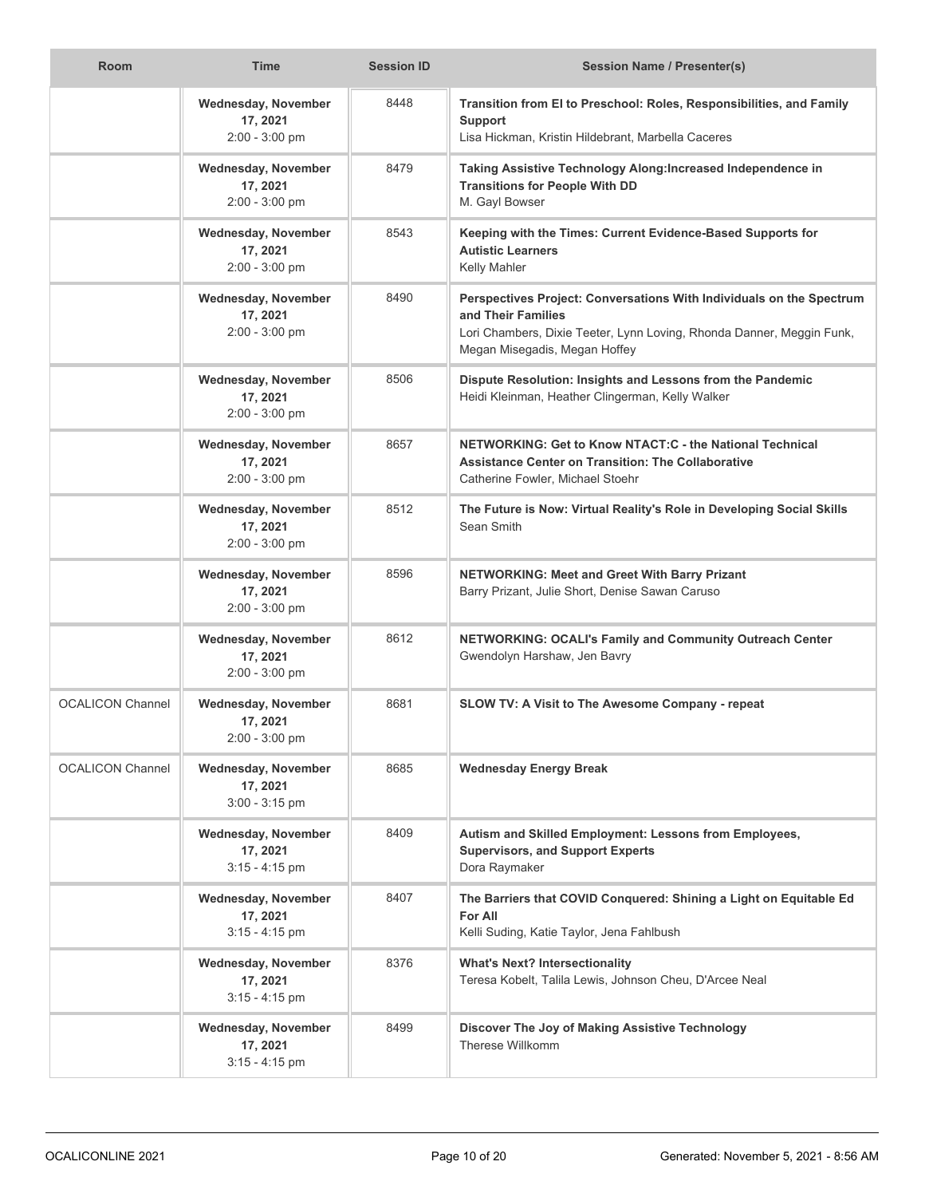| Room | Time | Session ID | Session Name / Presenter(s) |
| --- | --- | --- | --- |
| | **Wednesday, November 17, 2021** 2:00 - 3:00 pm | 8448 | **Transition from EI to Preschool: Roles, Responsibilities, and Family Support** Lisa Hickman, Kristin Hildebrant, Marbella Caceres |
| | **Wednesday, November 17, 2021** 2:00 - 3:00 pm | 8479 | **Taking Assistive Technology Along:Increased Independence in Transitions for People With DD** M. Gayl Bowser |
| | **Wednesday, November 17, 2021** 2:00 - 3:00 pm | 8543 | **Keeping with the Times: Current Evidence-Based Supports for Autistic Learners** Kelly Mahler |
| | **Wednesday, November 17, 2021** 2:00 - 3:00 pm | 8490 | **Perspectives Project: Conversations With Individuals on the Spectrum and Their Families** Lori Chambers, Dixie Teeter, Lynn Loving, Rhonda Danner, Meggin Funk, Megan Misegadis, Megan Hoffey |
| | **Wednesday, November 17, 2021** 2:00 - 3:00 pm | 8506 | **Dispute Resolution: Insights and Lessons from the Pandemic** Heidi Kleinman, Heather Clingerman, Kelly Walker |
| | **Wednesday, November 17, 2021** 2:00 - 3:00 pm | 8657 | **NETWORKING: Get to Know NTACT:C - the National Technical Assistance Center on Transition: The Collaborative** Catherine Fowler, Michael Stoehr |
| | **Wednesday, November 17, 2021** 2:00 - 3:00 pm | 8512 | **The Future is Now: Virtual Reality's Role in Developing Social Skills** Sean Smith |
| | **Wednesday, November 17, 2021** 2:00 - 3:00 pm | 8596 | **NETWORKING: Meet and Greet With Barry Prizant** Barry Prizant, Julie Short, Denise Sawan Caruso |
| | **Wednesday, November 17, 2021** 2:00 - 3:00 pm | 8612 | **NETWORKING: OCALI's Family and Community Outreach Center** Gwendolyn Harshaw, Jen Bavry |
| OCALICON Channel | **Wednesday, November 17, 2021** 2:00 - 3:00 pm | 8681 | **SLOW TV: A Visit to The Awesome Company - repeat** |
| OCALICON Channel | **Wednesday, November 17, 2021** 3:00 - 3:15 pm | 8685 | **Wednesday Energy Break** |
| | **Wednesday, November 17, 2021** 3:15 - 4:15 pm | 8409 | **Autism and Skilled Employment: Lessons from Employees, Supervisors, and Support Experts** Dora Raymaker |
| | **Wednesday, November 17, 2021** 3:15 - 4:15 pm | 8407 | **The Barriers that COVID Conquered: Shining a Light on Equitable Ed For All** Kelli Suding, Katie Taylor, Jena Fahlbush |
| | **Wednesday, November 17, 2021** 3:15 - 4:15 pm | 8376 | **What's Next? Intersectionality** Teresa Kobelt, Talila Lewis, Johnson Cheu, D'Arcee Neal |
| | **Wednesday, November 17, 2021** 3:15 - 4:15 pm | 8499 | **Discover The Joy of Making Assistive Technology** Therese Willkomm |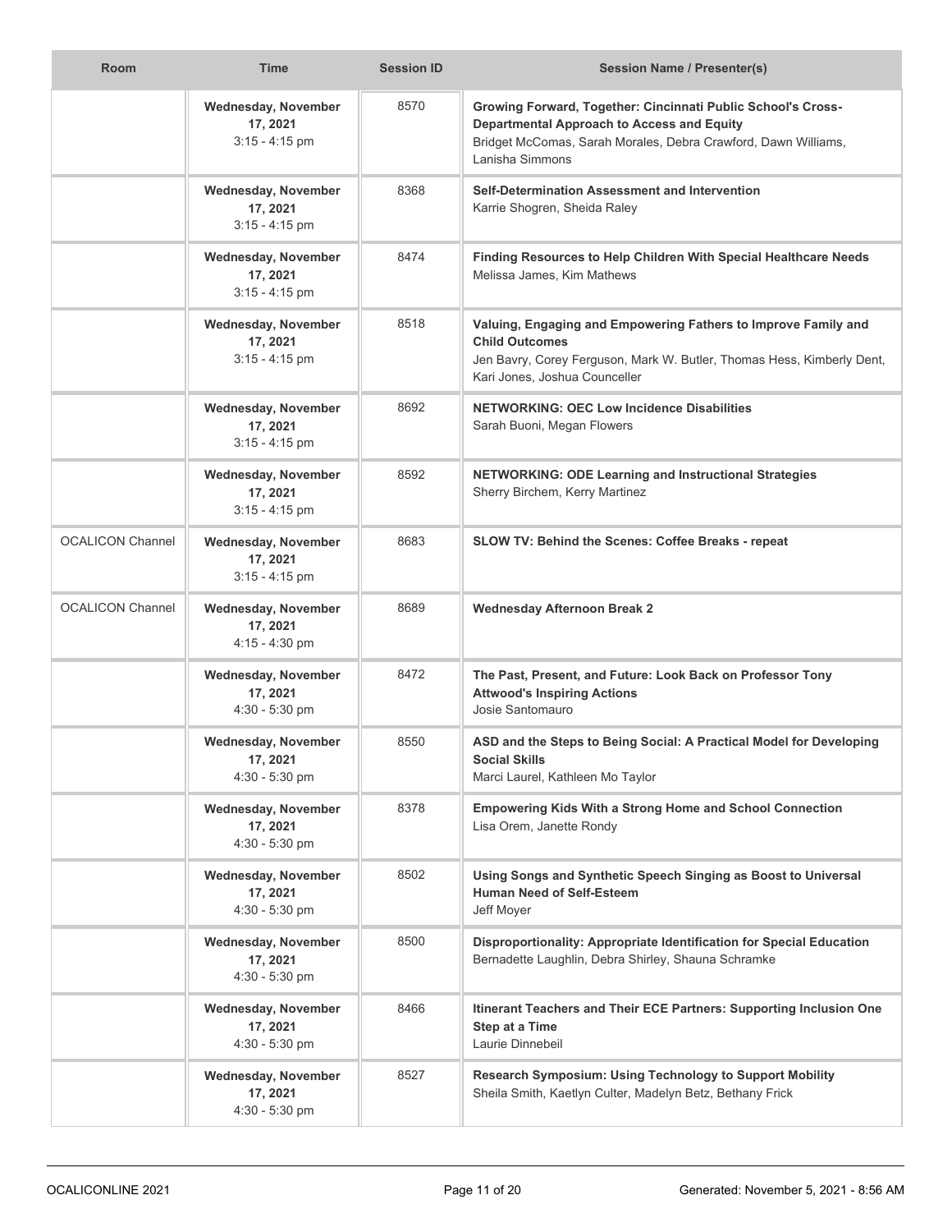| Room | Time | Session ID | Session Name / Presenter(s) |
| --- | --- | --- | --- |
| | **Wednesday, November 17, 2021** 3:15 - 4:15 pm | 8570 | **Growing Forward, Together: Cincinnati Public School's Cross-Departmental Approach to Access and Equity** Bridget McComas, Sarah Morales, Debra Crawford, Dawn Williams, Lanisha Simmons |
| | **Wednesday, November 17, 2021** 3:15 - 4:15 pm | 8368 | **Self-Determination Assessment and Intervention** Karrie Shogren, Sheida Raley |
| | **Wednesday, November 17, 2021** 3:15 - 4:15 pm | 8474 | **Finding Resources to Help Children With Special Healthcare Needs** Melissa James, Kim Mathews |
| | **Wednesday, November 17, 2021** 3:15 - 4:15 pm | 8518 | **Valuing, Engaging and Empowering Fathers to Improve Family and Child Outcomes** Jen Bavry, Corey Ferguson, Mark W. Butler, Thomas Hess, Kimberly Dent, Kari Jones, Joshua Counceller |
| | **Wednesday, November 17, 2021** 3:15 - 4:15 pm | 8692 | **NETWORKING: OEC Low Incidence Disabilities** Sarah Buoni, Megan Flowers |
| | **Wednesday, November 17, 2021** 3:15 - 4:15 pm | 8592 | **NETWORKING: ODE Learning and Instructional Strategies** Sherry Birchem, Kerry Martinez |
| OCALICON Channel | **Wednesday, November 17, 2021** 3:15 - 4:15 pm | 8683 | **SLOW TV: Behind the Scenes: Coffee Breaks - repeat** |
| OCALICON Channel | **Wednesday, November 17, 2021** 4:15 - 4:30 pm | 8689 | **Wednesday Afternoon Break 2** |
| | **Wednesday, November 17, 2021** 4:30 - 5:30 pm | 8472 | **The Past, Present, and Future: Look Back on Professor Tony Attwood's Inspiring Actions** Josie Santomauro |
| | **Wednesday, November 17, 2021** 4:30 - 5:30 pm | 8550 | **ASD and the Steps to Being Social: A Practical Model for Developing Social Skills** Marci Laurel, Kathleen Mo Taylor |
| | **Wednesday, November 17, 2021** 4:30 - 5:30 pm | 8378 | **Empowering Kids With a Strong Home and School Connection** Lisa Orem, Janette Rondy |
| | **Wednesday, November 17, 2021** 4:30 - 5:30 pm | 8502 | **Using Songs and Synthetic Speech Singing as Boost to Universal Human Need of Self-Esteem** Jeff Moyer |
| | **Wednesday, November 17, 2021** 4:30 - 5:30 pm | 8500 | **Disproportionality: Appropriate Identification for Special Education** Bernadette Laughlin, Debra Shirley, Shauna Schramke |
| | **Wednesday, November 17, 2021** 4:30 - 5:30 pm | 8466 | **Itinerant Teachers and Their ECE Partners: Supporting Inclusion One Step at a Time** Laurie Dinnebeil |
| | **Wednesday, November 17, 2021** 4:30 - 5:30 pm | 8527 | **Research Symposium: Using Technology to Support Mobility** Sheila Smith, Kaetlyn Culter, Madelyn Betz, Bethany Frick |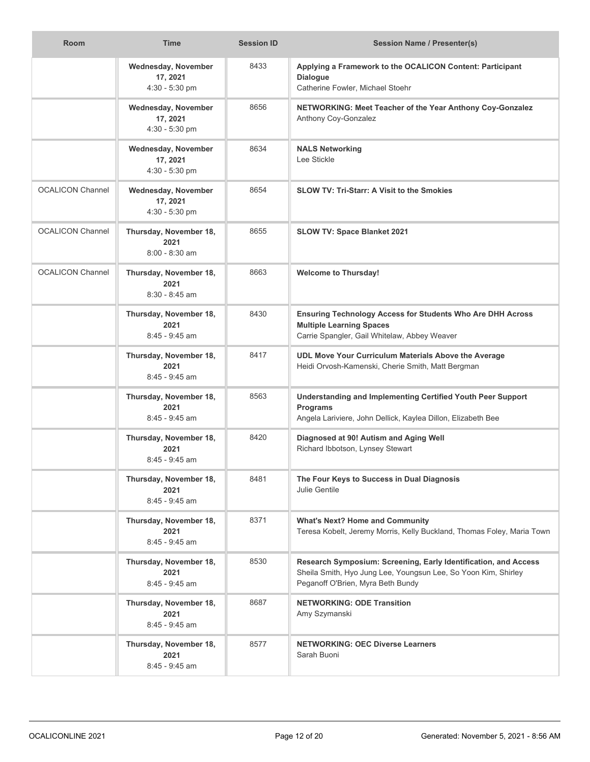| Room | Time | Session ID | Session Name / Presenter(s) |
|---|---|---|---|
| | **Wednesday, November 17, 2021** 4:30 - 5:30 pm | 8433 | **Applying a Framework to the OCALICON Content: Participant Dialogue** Catherine Fowler, Michael Stoehr |
| | **Wednesday, November 17, 2021** 4:30 - 5:30 pm | 8656 | **NETWORKING: Meet Teacher of the Year Anthony Coy-Gonzalez** Anthony Coy-Gonzalez |
| | **Wednesday, November 17, 2021** 4:30 - 5:30 pm | 8634 | **NALS Networking** Lee Stickle |
| OCALICON Channel | **Wednesday, November 17, 2021** 4:30 - 5:30 pm | 8654 | **SLOW TV: Tri-Starr: A Visit to the Smokies** |
| OCALICON Channel | **Thursday, November 18, 2021** 8:00 - 8:30 am | 8655 | **SLOW TV: Space Blanket 2021** |
| OCALICON Channel | **Thursday, November 18, 2021** 8:30 - 8:45 am | 8663 | **Welcome to Thursday!** |
| | **Thursday, November 18, 2021** 8:45 - 9:45 am | 8430 | **Ensuring Technology Access for Students Who Are DHH Across Multiple Learning Spaces** Carrie Spangler, Gail Whitelaw, Abbey Weaver |
| | **Thursday, November 18, 2021** 8:45 - 9:45 am | 8417 | **UDL Move Your Curriculum Materials Above the Average** Heidi Orvosh-Kamenski, Cherie Smith, Matt Bergman |
| | **Thursday, November 18, 2021** 8:45 - 9:45 am | 8563 | **Understanding and Implementing Certified Youth Peer Support Programs** Angela Lariviere, John Dellick, Kaylea Dillon, Elizabeth Bee |
| | **Thursday, November 18, 2021** 8:45 - 9:45 am | 8420 | **Diagnosed at 90! Autism and Aging Well** Richard Ibbotson, Lynsey Stewart |
| | **Thursday, November 18, 2021** 8:45 - 9:45 am | 8481 | **The Four Keys to Success in Dual Diagnosis** Julie Gentile |
| | **Thursday, November 18, 2021** 8:45 - 9:45 am | 8371 | **What's Next? Home and Community** Teresa Kobelt, Jeremy Morris, Kelly Buckland, Thomas Foley, Maria Town |
| | **Thursday, November 18, 2021** 8:45 - 9:45 am | 8530 | **Research Symposium: Screening, Early Identification, and Access** Sheila Smith, Hyo Jung Lee, Youngsun Lee, So Yoon Kim, Shirley Peganoff O'Brien, Myra Beth Bundy |
| | **Thursday, November 18, 2021** 8:45 - 9:45 am | 8687 | **NETWORKING: ODE Transition** Amy Szymanski |
| | **Thursday, November 18, 2021** 8:45 - 9:45 am | 8577 | **NETWORKING: OEC Diverse Learners** Sarah Buoni |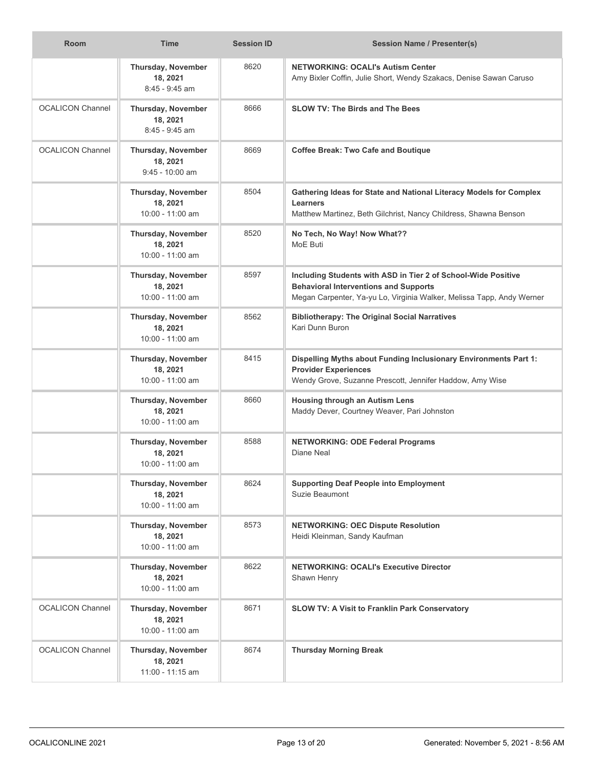| Room | Time | Session ID | Session Name / Presenter(s) |
| --- | --- | --- | --- |
| | **Thursday, November 18, 2021** 8:45 - 9:45 am | 8620 | **NETWORKING: OCALI's Autism Center** Amy Bixler Coffin, Julie Short, Wendy Szakacs, Denise Sawan Caruso |
| OCALICON Channel | **Thursday, November 18, 2021** 8:45 - 9:45 am | 8666 | **SLOW TV: The Birds and The Bees** |
| OCALICON Channel | **Thursday, November 18, 2021** 9:45 - 10:00 am | 8669 | **Coffee Break: Two Cafe and Boutique** |
| | **Thursday, November 18, 2021** 10:00 - 11:00 am | 8504 | **Gathering Ideas for State and National Literacy Models for Complex Learners** Matthew Martinez, Beth Gilchrist, Nancy Childress, Shawna Benson |
| | **Thursday, November 18, 2021** 10:00 - 11:00 am | 8520 | **No Tech, No Way! Now What??** MoE Buti |
| | **Thursday, November 18, 2021** 10:00 - 11:00 am | 8597 | **Including Students with ASD in Tier 2 of School-Wide Positive Behavioral Interventions and Supports** Megan Carpenter, Ya-yu Lo, Virginia Walker, Melissa Tapp, Andy Werner |
| | **Thursday, November 18, 2021** 10:00 - 11:00 am | 8562 | **Bibliotherapy: The Original Social Narratives** Kari Dunn Buron |
| | **Thursday, November 18, 2021** 10:00 - 11:00 am | 8415 | **Dispelling Myths about Funding Inclusionary Environments Part 1: Provider Experiences** Wendy Grove, Suzanne Prescott, Jennifer Haddow, Amy Wise |
| | **Thursday, November 18, 2021** 10:00 - 11:00 am | 8660 | **Housing through an Autism Lens** Maddy Dever, Courtney Weaver, Pari Johnston |
| | **Thursday, November 18, 2021** 10:00 - 11:00 am | 8588 | **NETWORKING: ODE Federal Programs** Diane Neal |
| | **Thursday, November 18, 2021** 10:00 - 11:00 am | 8624 | **Supporting Deaf People into Employment** Suzie Beaumont |
| | **Thursday, November 18, 2021** 10:00 - 11:00 am | 8573 | **NETWORKING: OEC Dispute Resolution** Heidi Kleinman, Sandy Kaufman |
| | **Thursday, November 18, 2021** 10:00 - 11:00 am | 8622 | **NETWORKING: OCALI's Executive Director** Shawn Henry |
| OCALICON Channel | **Thursday, November 18, 2021** 10:00 - 11:00 am | 8671 | **SLOW TV: A Visit to Franklin Park Conservatory** |
| OCALICON Channel | **Thursday, November 18, 2021** 11:00 - 11:15 am | 8674 | **Thursday Morning Break** |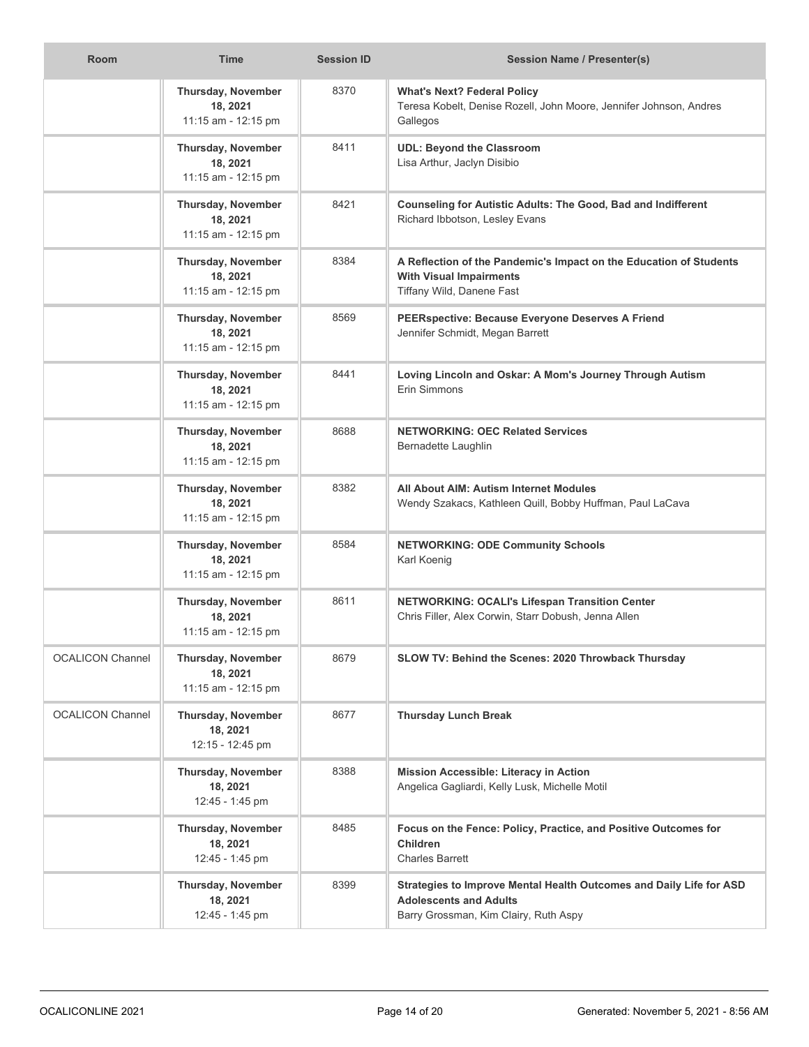| Room | Time | Session ID | Session Name / Presenter(s) |
|---|---|---|---|
| | **Thursday, November 18, 2021** 11:15 am - 12:15 pm | 8370 | **What's Next? Federal Policy** Teresa Kobelt, Denise Rozell, John Moore, Jennifer Johnson, Andres Gallegos |
| | **Thursday, November 18, 2021** 11:15 am - 12:15 pm | 8411 | **UDL: Beyond the Classroom** Lisa Arthur, Jaclyn Disibio |
| | **Thursday, November 18, 2021** 11:15 am - 12:15 pm | 8421 | **Counseling for Autistic Adults: The Good, Bad and Indifferent** Richard Ibbotson, Lesley Evans |
| | **Thursday, November 18, 2021** 11:15 am - 12:15 pm | 8384 | **A Reflection of the Pandemic's Impact on the Education of Students With Visual Impairments** Tiffany Wild, Danene Fast |
| | **Thursday, November 18, 2021** 11:15 am - 12:15 pm | 8569 | **PEERspective: Because Everyone Deserves A Friend** Jennifer Schmidt, Megan Barrett |
| | **Thursday, November 18, 2021** 11:15 am - 12:15 pm | 8441 | **Loving Lincoln and Oskar: A Mom's Journey Through Autism** Erin Simmons |
| | **Thursday, November 18, 2021** 11:15 am - 12:15 pm | 8688 | **NETWORKING: OEC Related Services** Bernadette Laughlin |
| | **Thursday, November 18, 2021** 11:15 am - 12:15 pm | 8382 | **All About AIM: Autism Internet Modules** Wendy Szakacs, Kathleen Quill, Bobby Huffman, Paul LaCava |
| | **Thursday, November 18, 2021** 11:15 am - 12:15 pm | 8584 | **NETWORKING: ODE Community Schools** Karl Koenig |
| | **Thursday, November 18, 2021** 11:15 am - 12:15 pm | 8611 | **NETWORKING: OCALI's Lifespan Transition Center** Chris Filler, Alex Corwin, Starr Dobush, Jenna Allen |
| OCALICON Channel | **Thursday, November 18, 2021** 11:15 am - 12:15 pm | 8679 | **SLOW TV: Behind the Scenes: 2020 Throwback Thursday** |
| OCALICON Channel | **Thursday, November 18, 2021** 12:15 - 12:45 pm | 8677 | **Thursday Lunch Break** |
| | **Thursday, November 18, 2021** 12:45 - 1:45 pm | 8388 | **Mission Accessible: Literacy in Action** Angelica Gagliardi, Kelly Lusk, Michelle Motil |
| | **Thursday, November 18, 2021** 12:45 - 1:45 pm | 8485 | **Focus on the Fence: Policy, Practice, and Positive Outcomes for Children** Charles Barrett |
| | **Thursday, November 18, 2021** 12:45 - 1:45 pm | 8399 | **Strategies to Improve Mental Health Outcomes and Daily Life for ASD Adolescents and Adults** Barry Grossman, Kim Clairy, Ruth Aspy |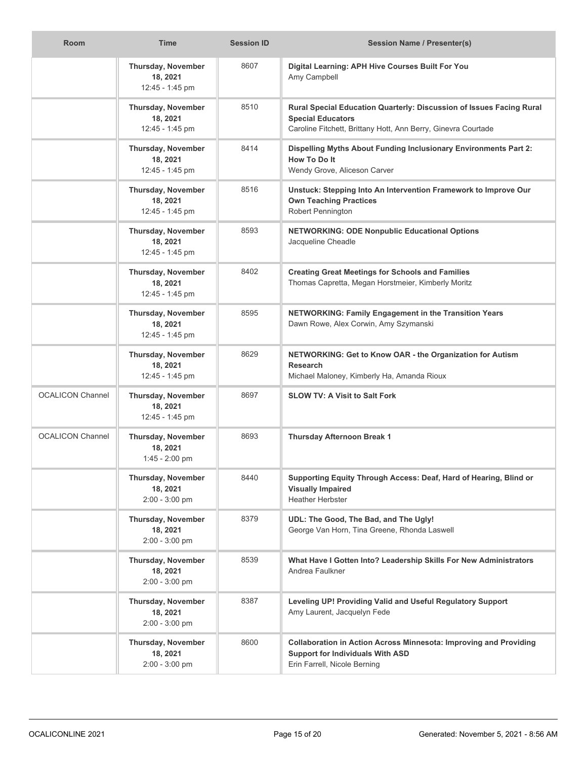| Room | Time | Session ID | Session Name / Presenter(s) |
|---|---|---|---|
| | **Thursday, November 18, 2021** 12:45 - 1:45 pm | 8607 | **Digital Learning: APH Hive Courses Built For You** Amy Campbell |
| | **Thursday, November 18, 2021** 12:45 - 1:45 pm | 8510 | **Rural Special Education Quarterly: Discussion of Issues Facing Rural Special Educators** Caroline Fitchett, Brittany Hott, Ann Berry, Ginevra Courtade |
| | **Thursday, November 18, 2021** 12:45 - 1:45 pm | 8414 | **Dispelling Myths About Funding Inclusionary Environments Part 2: How To Do It** Wendy Grove, Aliceson Carver |
| | **Thursday, November 18, 2021** 12:45 - 1:45 pm | 8516 | **Unstuck: Stepping Into An Intervention Framework to Improve Our Own Teaching Practices** Robert Pennington |
| | **Thursday, November 18, 2021** 12:45 - 1:45 pm | 8593 | **NETWORKING: ODE Nonpublic Educational Options** Jacqueline Cheadle |
| | **Thursday, November 18, 2021** 12:45 - 1:45 pm | 8402 | **Creating Great Meetings for Schools and Families** Thomas Capretta, Megan Horstmeier, Kimberly Moritz |
| | **Thursday, November 18, 2021** 12:45 - 1:45 pm | 8595 | **NETWORKING: Family Engagement in the Transition Years** Dawn Rowe, Alex Corwin, Amy Szymanski |
| | **Thursday, November 18, 2021** 12:45 - 1:45 pm | 8629 | **NETWORKING: Get to Know OAR - the Organization for Autism Research** Michael Maloney, Kimberly Ha, Amanda Rioux |
| OCALICON Channel | **Thursday, November 18, 2021** 12:45 - 1:45 pm | 8697 | **SLOW TV: A Visit to Salt Fork** |
| OCALICON Channel | **Thursday, November 18, 2021** 1:45 - 2:00 pm | 8693 | **Thursday Afternoon Break 1** |
| | **Thursday, November 18, 2021** 2:00 - 3:00 pm | 8440 | **Supporting Equity Through Access: Deaf, Hard of Hearing, Blind or Visually Impaired** Heather Herbster |
| | **Thursday, November 18, 2021** 2:00 - 3:00 pm | 8379 | **UDL: The Good, The Bad, and The Ugly!** George Van Horn, Tina Greene, Rhonda Laswell |
| | **Thursday, November 18, 2021** 2:00 - 3:00 pm | 8539 | **What Have I Gotten Into? Leadership Skills For New Administrators** Andrea Faulkner |
| | **Thursday, November 18, 2021** 2:00 - 3:00 pm | 8387 | **Leveling UP! Providing Valid and Useful Regulatory Support** Amy Laurent, Jacquelyn Fede |
| | **Thursday, November 18, 2021** 2:00 - 3:00 pm | 8600 | **Collaboration in Action Across Minnesota: Improving and Providing Support for Individuals With ASD** Erin Farrell, Nicole Berning |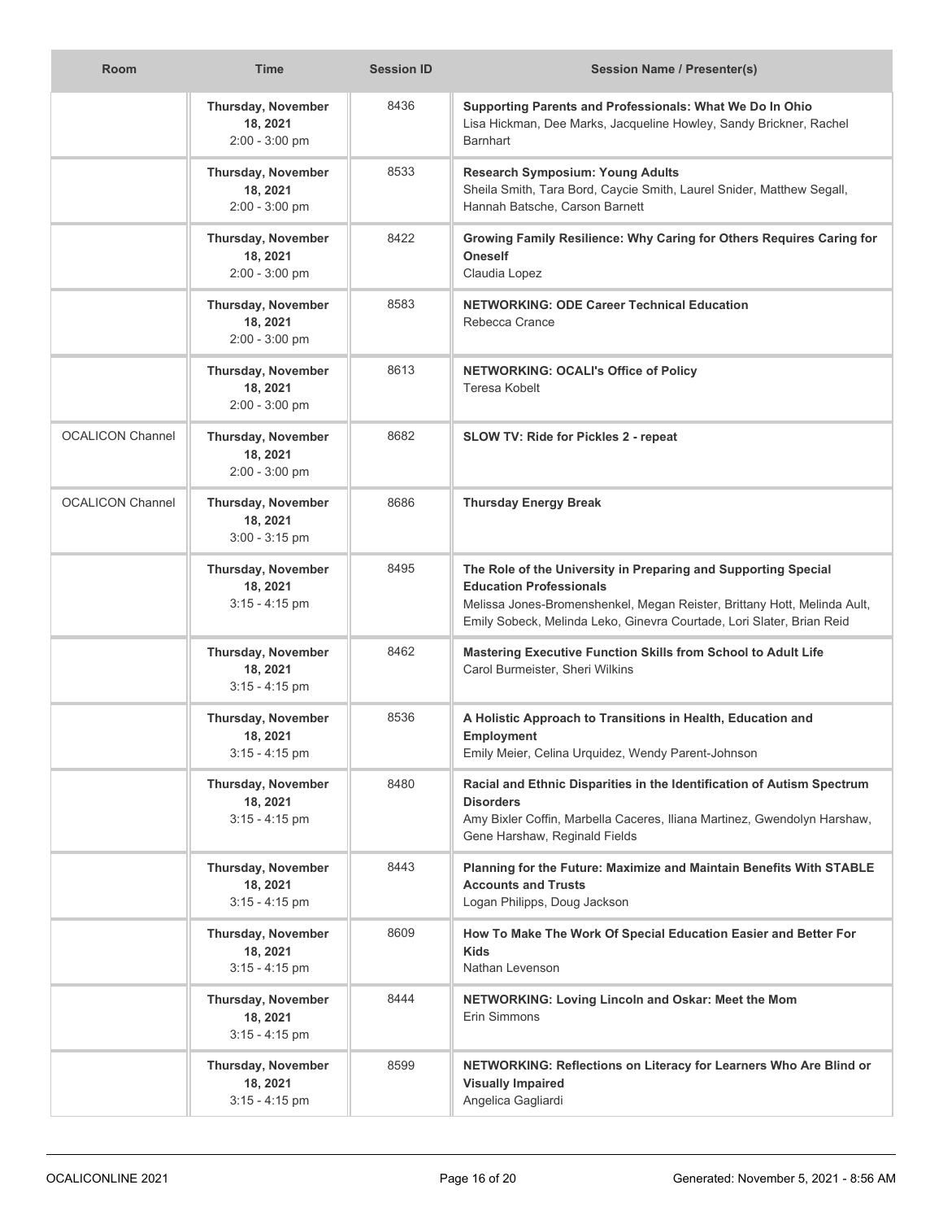| Room | Time | Session ID | Session Name / Presenter(s) |
|---|---|---|---|
| | **Thursday, November 18, 2021** 2:00 - 3:00 pm | 8436 | **Supporting Parents and Professionals: What We Do In Ohio** Lisa Hickman, Dee Marks, Jacqueline Howley, Sandy Brickner, Rachel Barnhart |
| | **Thursday, November 18, 2021** 2:00 - 3:00 pm | 8533 | **Research Symposium: Young Adults** Sheila Smith, Tara Bord, Caycie Smith, Laurel Snider, Matthew Segall, Hannah Batsche, Carson Barnett |
| | **Thursday, November 18, 2021** 2:00 - 3:00 pm | 8422 | **Growing Family Resilience: Why Caring for Others Requires Caring for Oneself** Claudia Lopez |
| | **Thursday, November 18, 2021** 2:00 - 3:00 pm | 8583 | **NETWORKING: ODE Career Technical Education** Rebecca Crance |
| | **Thursday, November 18, 2021** 2:00 - 3:00 pm | 8613 | **NETWORKING: OCALI's Office of Policy** Teresa Kobelt |
| OCALICON Channel | **Thursday, November 18, 2021** 2:00 - 3:00 pm | 8682 | **SLOW TV: Ride for Pickles 2 - repeat** |
| OCALICON Channel | **Thursday, November 18, 2021** 3:00 - 3:15 pm | 8686 | **Thursday Energy Break** |
| | **Thursday, November 18, 2021** 3:15 - 4:15 pm | 8495 | **The Role of the University in Preparing and Supporting Special Education Professionals** Melissa Jones-Bromenshenkel, Megan Reister, Brittany Hott, Melinda Ault, Emily Sobeck, Melinda Leko, Ginevra Courtade, Lori Slater, Brian Reid |
| | **Thursday, November 18, 2021** 3:15 - 4:15 pm | 8462 | **Mastering Executive Function Skills from School to Adult Life** Carol Burmeister, Sheri Wilkins |
| | **Thursday, November 18, 2021** 3:15 - 4:15 pm | 8536 | **A Holistic Approach to Transitions in Health, Education and Employment** Emily Meier, Celina Urquidez, Wendy Parent-Johnson |
| | **Thursday, November 18, 2021** 3:15 - 4:15 pm | 8480 | **Racial and Ethnic Disparities in the Identification of Autism Spectrum Disorders** Amy Bixler Coffin, Marbella Caceres, Iliana Martinez, Gwendolyn Harshaw, Gene Harshaw, Reginald Fields |
| | **Thursday, November 18, 2021** 3:15 - 4:15 pm | 8443 | **Planning for the Future: Maximize and Maintain Benefits With STABLE Accounts and Trusts** Logan Philipps, Doug Jackson |
| | **Thursday, November 18, 2021** 3:15 - 4:15 pm | 8609 | **How To Make The Work Of Special Education Easier and Better For Kids** Nathan Levenson |
| | **Thursday, November 18, 2021** 3:15 - 4:15 pm | 8444 | **NETWORKING: Loving Lincoln and Oskar: Meet the Mom** Erin Simmons |
| | **Thursday, November 18, 2021** 3:15 - 4:15 pm | 8599 | **NETWORKING: Reflections on Literacy for Learners Who Are Blind or Visually Impaired** Angelica Gagliardi |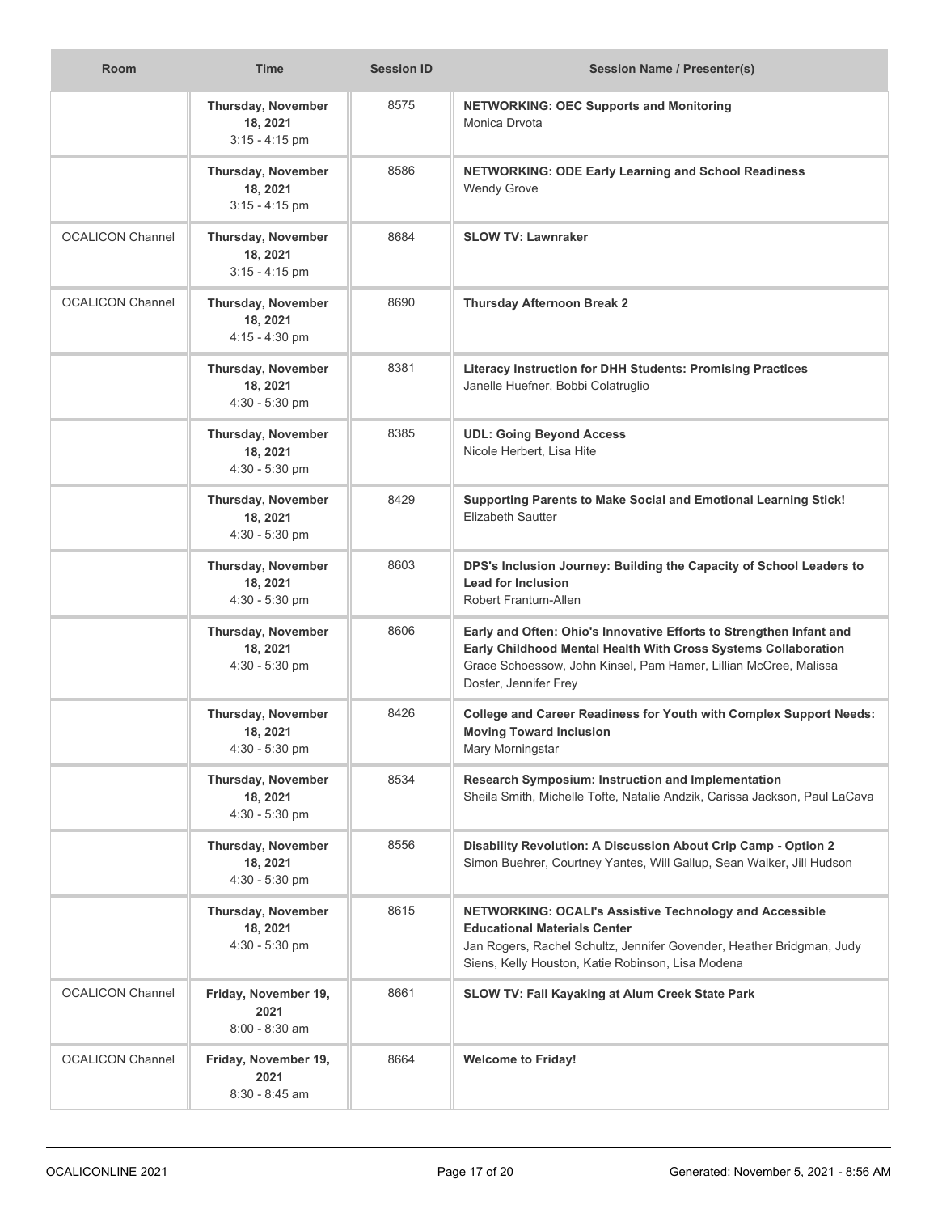| Room | Time | Session ID | Session Name / Presenter(s) |
|---|---|---|---|
| | **Thursday, November 18, 2021** 3:15 - 4:15 pm | 8575 | **NETWORKING: OEC Supports and Monitoring** Monica Drvota |
| | **Thursday, November 18, 2021** 3:15 - 4:15 pm | 8586 | **NETWORKING: ODE Early Learning and School Readiness** Wendy Grove |
| OCALICON Channel | **Thursday, November 18, 2021** 3:15 - 4:15 pm | 8684 | **SLOW TV: Lawnraker** |
| OCALICON Channel | **Thursday, November 18, 2021** 4:15 - 4:30 pm | 8690 | **Thursday Afternoon Break 2** |
| | **Thursday, November 18, 2021** 4:30 - 5:30 pm | 8381 | **Literacy Instruction for DHH Students: Promising Practices** Janelle Huefner, Bobbi Colatruglio |
| | **Thursday, November 18, 2021** 4:30 - 5:30 pm | 8385 | **UDL: Going Beyond Access** Nicole Herbert, Lisa Hite |
| | **Thursday, November 18, 2021** 4:30 - 5:30 pm | 8429 | **Supporting Parents to Make Social and Emotional Learning Stick!** Elizabeth Sautter |
| | **Thursday, November 18, 2021** 4:30 - 5:30 pm | 8603 | **DPS's Inclusion Journey: Building the Capacity of School Leaders to Lead for Inclusion** Robert Frantum-Allen |
| | **Thursday, November 18, 2021** 4:30 - 5:30 pm | 8606 | **Early and Often: Ohio's Innovative Efforts to Strengthen Infant and Early Childhood Mental Health With Cross Systems Collaboration** Grace Schoessow, John Kinsel, Pam Hamer, Lillian McCree, Malissa Doster, Jennifer Frey |
| | **Thursday, November 18, 2021** 4:30 - 5:30 pm | 8426 | **College and Career Readiness for Youth with Complex Support Needs: Moving Toward Inclusion** Mary Morningstar |
| | **Thursday, November 18, 2021** 4:30 - 5:30 pm | 8534 | **Research Symposium: Instruction and Implementation** Sheila Smith, Michelle Tofte, Natalie Andzik, Carissa Jackson, Paul LaCava |
| | **Thursday, November 18, 2021** 4:30 - 5:30 pm | 8556 | **Disability Revolution: A Discussion About Crip Camp - Option 2** Simon Buehrer, Courtney Yantes, Will Gallup, Sean Walker, Jill Hudson |
| | **Thursday, November 18, 2021** 4:30 - 5:30 pm | 8615 | **NETWORKING: OCALI's Assistive Technology and Accessible Educational Materials Center** Jan Rogers, Rachel Schultz, Jennifer Govender, Heather Bridgman, Judy Siens, Kelly Houston, Katie Robinson, Lisa Modena |
| OCALICON Channel | **Friday, November 19, 2021** 8:00 - 8:30 am | 8661 | **SLOW TV: Fall Kayaking at Alum Creek State Park** |
| OCALICON Channel | **Friday, November 19, 2021** 8:30 - 8:45 am | 8664 | **Welcome to Friday!** |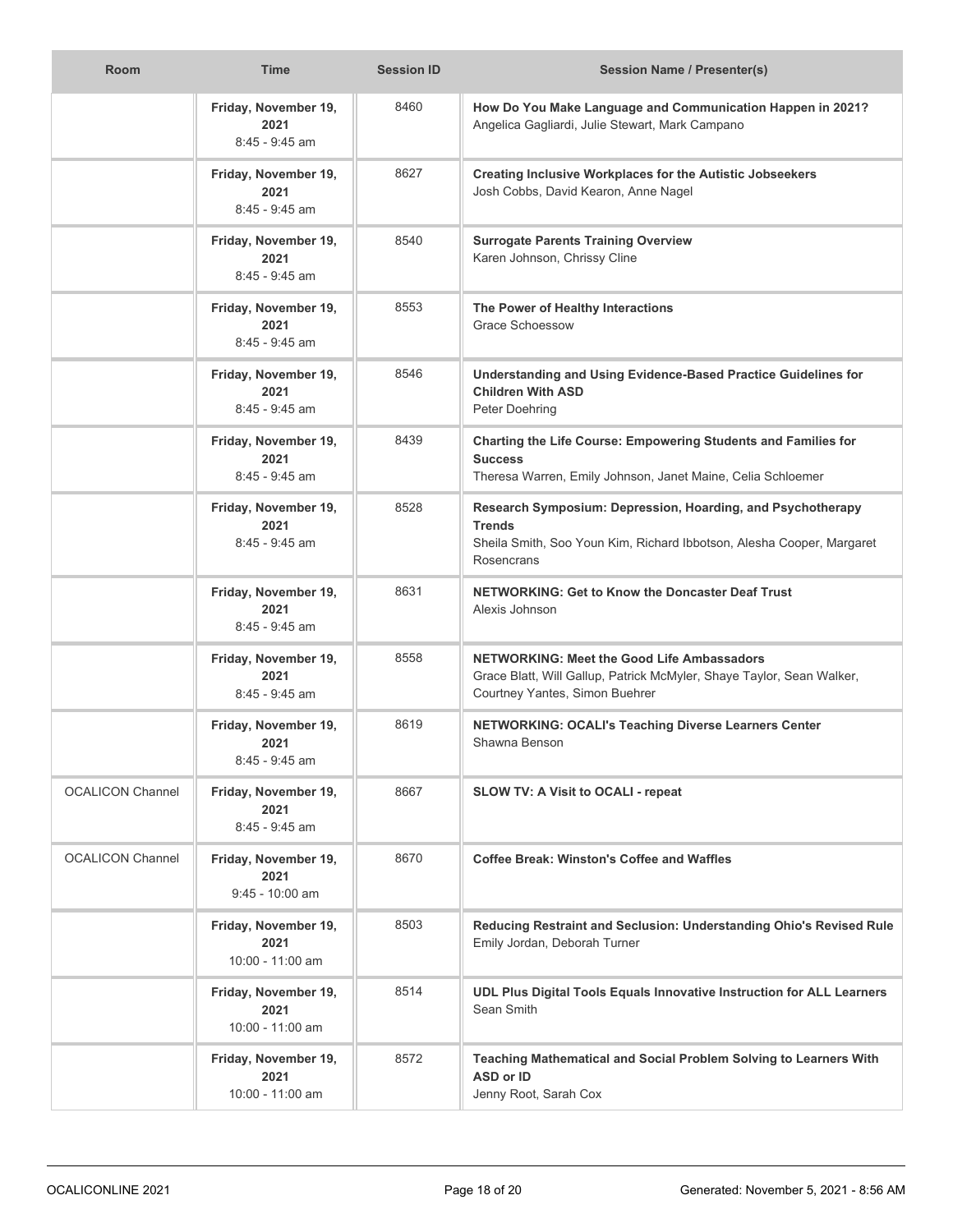| Room | Time | Session ID | Session Name / Presenter(s) |
|---|---|---|---|
| | **Friday, November 19, 2021** 8:45 - 9:45 am | 8460 | **How Do You Make Language and Communication Happen in 2021?** Angelica Gagliardi, Julie Stewart, Mark Campano |
| | **Friday, November 19, 2021** 8:45 - 9:45 am | 8627 | **Creating Inclusive Workplaces for the Autistic Jobseekers** Josh Cobbs, David Kearon, Anne Nagel |
| | **Friday, November 19, 2021** 8:45 - 9:45 am | 8540 | **Surrogate Parents Training Overview** Karen Johnson, Chrissy Cline |
| | **Friday, November 19, 2021** 8:45 - 9:45 am | 8553 | **The Power of Healthy Interactions** Grace Schoessow |
| | **Friday, November 19, 2021** 8:45 - 9:45 am | 8546 | **Understanding and Using Evidence-Based Practice Guidelines for Children With ASD** Peter Doehring |
| | **Friday, November 19, 2021** 8:45 - 9:45 am | 8439 | **Charting the Life Course: Empowering Students and Families for Success** Theresa Warren, Emily Johnson, Janet Maine, Celia Schloemer |
| | **Friday, November 19, 2021** 8:45 - 9:45 am | 8528 | **Research Symposium: Depression, Hoarding, and Psychotherapy Trends** Sheila Smith, Soo Youn Kim, Richard Ibbotson, Alesha Cooper, Margaret Rosencrans |
| | **Friday, November 19, 2021** 8:45 - 9:45 am | 8631 | **NETWORKING: Get to Know the Doncaster Deaf Trust** Alexis Johnson |
| | **Friday, November 19, 2021** 8:45 - 9:45 am | 8558 | **NETWORKING: Meet the Good Life Ambassadors** Grace Blatt, Will Gallup, Patrick McMyler, Shaye Taylor, Sean Walker, Courtney Yantes, Simon Buehrer |
| | **Friday, November 19, 2021** 8:45 - 9:45 am | 8619 | **NETWORKING: OCALI's Teaching Diverse Learners Center** Shawna Benson |
| OCALICON Channel | **Friday, November 19, 2021** 8:45 - 9:45 am | 8667 | **SLOW TV: A Visit to OCALI - repeat** |
| OCALICON Channel | **Friday, November 19, 2021** 9:45 - 10:00 am | 8670 | **Coffee Break: Winston's Coffee and Waffles** |
| | **Friday, November 19, 2021** 10:00 - 11:00 am | 8503 | **Reducing Restraint and Seclusion: Understanding Ohio's Revised Rule** Emily Jordan, Deborah Turner |
| | **Friday, November 19, 2021** 10:00 - 11:00 am | 8514 | **UDL Plus Digital Tools Equals Innovative Instruction for ALL Learners** Sean Smith |
| | **Friday, November 19, 2021** 10:00 - 11:00 am | 8572 | **Teaching Mathematical and Social Problem Solving to Learners With ASD or ID** Jenny Root, Sarah Cox |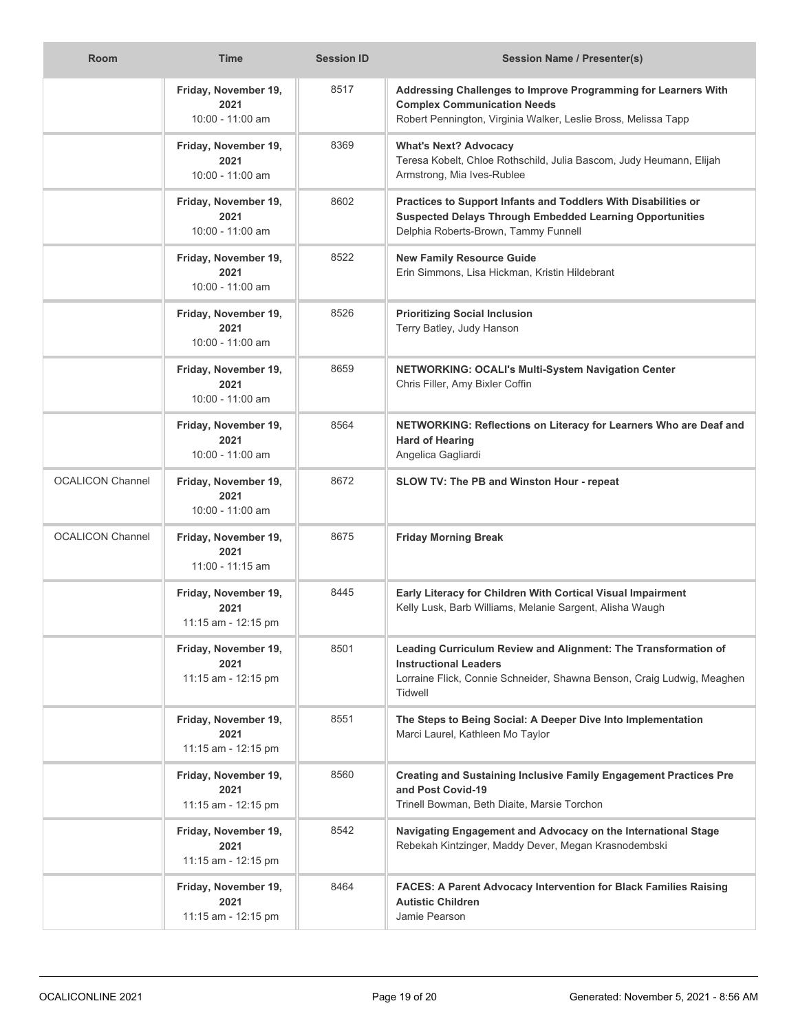| Room | Time | Session ID | Session Name / Presenter(s) |
| --- | --- | --- | --- |
| | **Friday, November 19, 2021** 10:00 - 11:00 am | 8517 | **Addressing Challenges to Improve Programming for Learners With Complex Communication Needs** Robert Pennington, Virginia Walker, Leslie Bross, Melissa Tapp |
| | **Friday, November 19, 2021** 10:00 - 11:00 am | 8369 | **What's Next? Advocacy** Teresa Kobelt, Chloe Rothschild, Julia Bascom, Judy Heumann, Elijah Armstrong, Mia Ives-Rublee |
| | **Friday, November 19, 2021** 10:00 - 11:00 am | 8602 | **Practices to Support Infants and Toddlers With Disabilities or Suspected Delays Through Embedded Learning Opportunities** Delphia Roberts-Brown, Tammy Funnell |
| | **Friday, November 19, 2021** 10:00 - 11:00 am | 8522 | **New Family Resource Guide** Erin Simmons, Lisa Hickman, Kristin Hildebrant |
| | **Friday, November 19, 2021** 10:00 - 11:00 am | 8526 | **Prioritizing Social Inclusion** Terry Batley, Judy Hanson |
| | **Friday, November 19, 2021** 10:00 - 11:00 am | 8659 | **NETWORKING: OCALI's Multi-System Navigation Center** Chris Filler, Amy Bixler Coffin |
| | **Friday, November 19, 2021** 10:00 - 11:00 am | 8564 | **NETWORKING: Reflections on Literacy for Learners Who are Deaf and Hard of Hearing** Angelica Gagliardi |
| OCALICON Channel | **Friday, November 19, 2021** 10:00 - 11:00 am | 8672 | **SLOW TV: The PB and Winston Hour - repeat** |
| OCALICON Channel | **Friday, November 19, 2021** 11:00 - 11:15 am | 8675 | **Friday Morning Break** |
| | **Friday, November 19, 2021** 11:15 am - 12:15 pm | 8445 | **Early Literacy for Children With Cortical Visual Impairment** Kelly Lusk, Barb Williams, Melanie Sargent, Alisha Waugh |
| | **Friday, November 19, 2021** 11:15 am - 12:15 pm | 8501 | **Leading Curriculum Review and Alignment: The Transformation of Instructional Leaders** Lorraine Flick, Connie Schneider, Shawna Benson, Craig Ludwig, Meaghen Tidwell |
| | **Friday, November 19, 2021** 11:15 am - 12:15 pm | 8551 | **The Steps to Being Social: A Deeper Dive Into Implementation** Marci Laurel, Kathleen Mo Taylor |
| | **Friday, November 19, 2021** 11:15 am - 12:15 pm | 8560 | **Creating and Sustaining Inclusive Family Engagement Practices Pre and Post Covid-19** Trinell Bowman, Beth Diaite, Marsie Torchon |
| | **Friday, November 19, 2021** 11:15 am - 12:15 pm | 8542 | **Navigating Engagement and Advocacy on the International Stage** Rebekah Kintzinger, Maddy Dever, Megan Krasnodembski |
| | **Friday, November 19, 2021** 11:15 am - 12:15 pm | 8464 | **FACES: A Parent Advocacy Intervention for Black Families Raising Autistic Children** Jamie Pearson |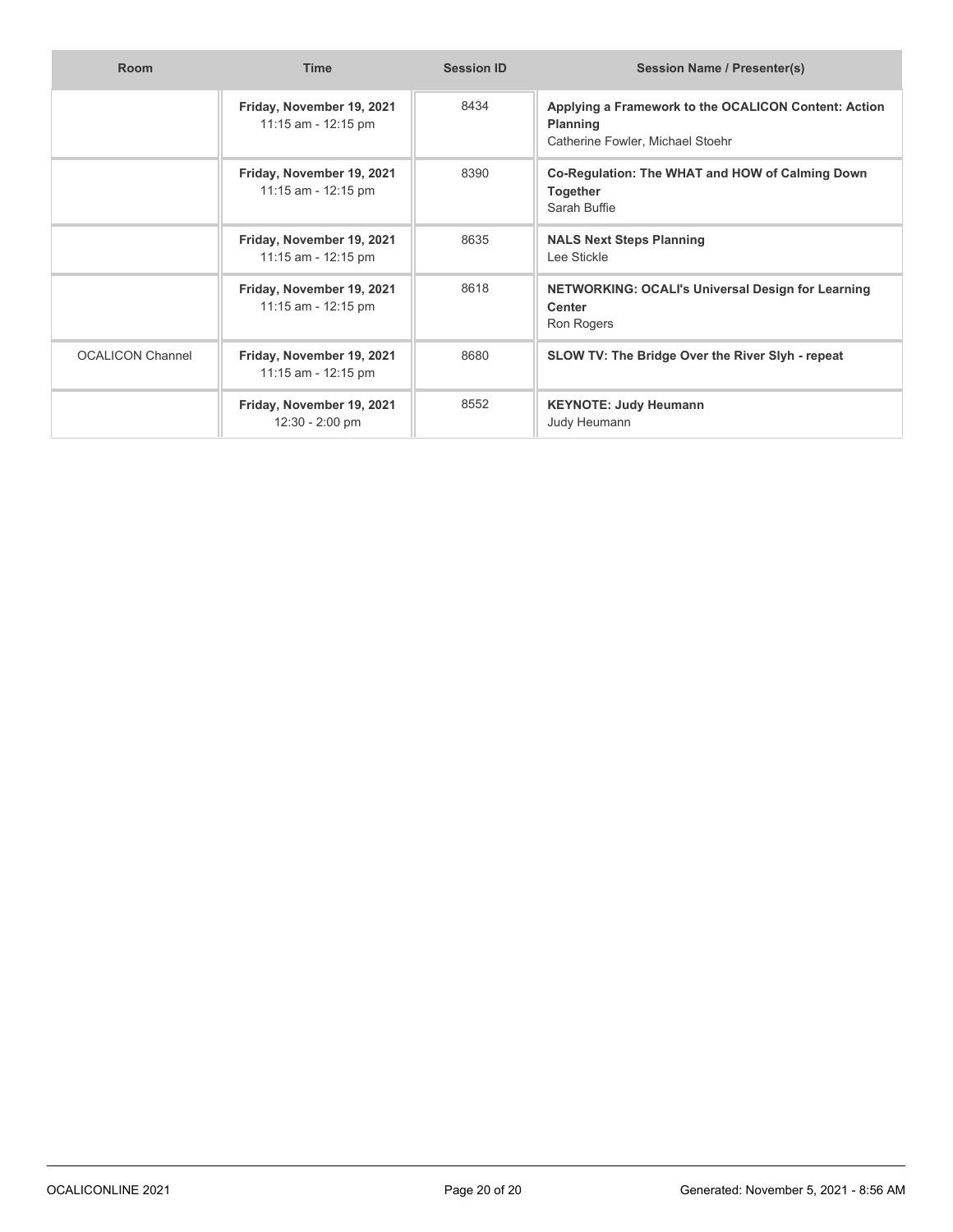| Room | Time | Session ID | Session Name / Presenter(s) |
| --- | --- | --- | --- |
| | **Friday, November 19, 2021** 11:15 am - 12:15 pm | 8434 | **Applying a Framework to the OCALICON Content: Action Planning** Catherine Fowler, Michael Stoehr |
| | **Friday, November 19, 2021** 11:15 am - 12:15 pm | 8390 | **Co-Regulation: The WHAT and HOW of Calming Down Together** Sarah Buffie |
| | **Friday, November 19, 2021** 11:15 am - 12:15 pm | 8635 | **NALS Next Steps Planning** Lee Stickle |
| | **Friday, November 19, 2021** 11:15 am - 12:15 pm | 8618 | **NETWORKING: OCALI's Universal Design for Learning Center** Ron Rogers |
| OCALICON Channel | **Friday, November 19, 2021** 11:15 am - 12:15 pm | 8680 | **SLOW TV: The Bridge Over the River Slyh - repeat** |
| | **Friday, November 19, 2021** 12:30 - 2:00 pm | 8552 | **KEYNOTE: Judy Heumann** Judy Heumann |